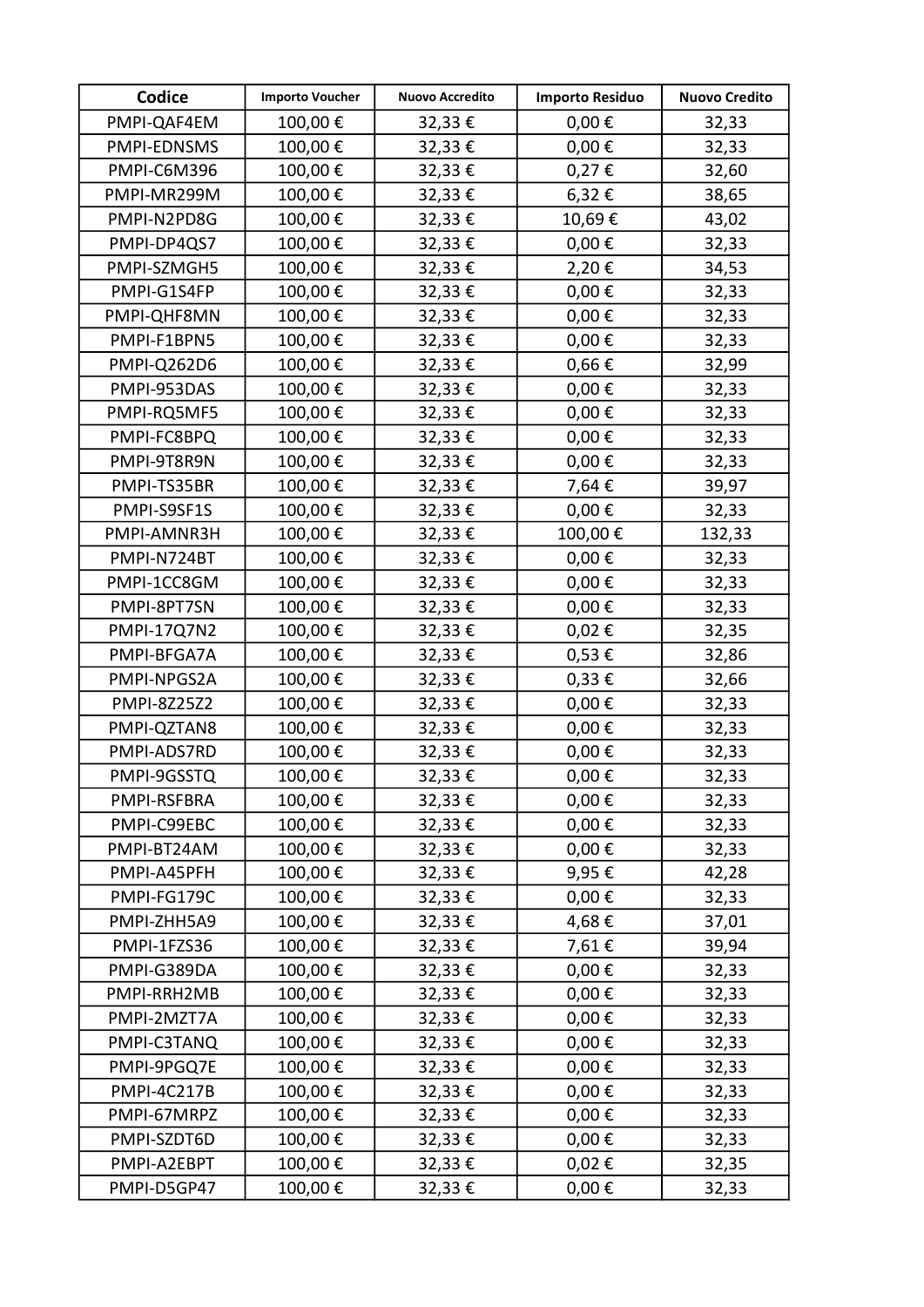| Codice | Importo Voucher | Nuovo Accredito | Importo Residuo | Nuovo Credito |
|---|---|---|---|---|
| PMPI-QAF4EM | 100,00 € | 32,33 € | 0,00 € | 32,33 |
| PMPI-EDNSMS | 100,00 € | 32,33 € | 0,00 € | 32,33 |
| PMPI-C6M396 | 100,00 € | 32,33 € | 0,27 € | 32,60 |
| PMPI-MR299M | 100,00 € | 32,33 € | 6,32 € | 38,65 |
| PMPI-N2PD8G | 100,00 € | 32,33 € | 10,69 € | 43,02 |
| PMPI-DP4QS7 | 100,00 € | 32,33 € | 0,00 € | 32,33 |
| PMPI-SZMGH5 | 100,00 € | 32,33 € | 2,20 € | 34,53 |
| PMPI-G1S4FP | 100,00 € | 32,33 € | 0,00 € | 32,33 |
| PMPI-QHF8MN | 100,00 € | 32,33 € | 0,00 € | 32,33 |
| PMPI-F1BPN5 | 100,00 € | 32,33 € | 0,00 € | 32,33 |
| PMPI-Q262D6 | 100,00 € | 32,33 € | 0,66 € | 32,99 |
| PMPI-953DAS | 100,00 € | 32,33 € | 0,00 € | 32,33 |
| PMPI-RQ5MF5 | 100,00 € | 32,33 € | 0,00 € | 32,33 |
| PMPI-FC8BPQ | 100,00 € | 32,33 € | 0,00 € | 32,33 |
| PMPI-9T8R9N | 100,00 € | 32,33 € | 0,00 € | 32,33 |
| PMPI-TS35BR | 100,00 € | 32,33 € | 7,64 € | 39,97 |
| PMPI-S9SF1S | 100,00 € | 32,33 € | 0,00 € | 32,33 |
| PMPI-AMNR3H | 100,00 € | 32,33 € | 100,00 € | 132,33 |
| PMPI-N724BT | 100,00 € | 32,33 € | 0,00 € | 32,33 |
| PMPI-1CC8GM | 100,00 € | 32,33 € | 0,00 € | 32,33 |
| PMPI-8PT7SN | 100,00 € | 32,33 € | 0,00 € | 32,33 |
| PMPI-17Q7N2 | 100,00 € | 32,33 € | 0,02 € | 32,35 |
| PMPI-BFGA7A | 100,00 € | 32,33 € | 0,53 € | 32,86 |
| PMPI-NPGS2A | 100,00 € | 32,33 € | 0,33 € | 32,66 |
| PMPI-8Z25Z2 | 100,00 € | 32,33 € | 0,00 € | 32,33 |
| PMPI-QZTAN8 | 100,00 € | 32,33 € | 0,00 € | 32,33 |
| PMPI-ADS7RD | 100,00 € | 32,33 € | 0,00 € | 32,33 |
| PMPI-9GSSTQ | 100,00 € | 32,33 € | 0,00 € | 32,33 |
| PMPI-RSFBRA | 100,00 € | 32,33 € | 0,00 € | 32,33 |
| PMPI-C99EBC | 100,00 € | 32,33 € | 0,00 € | 32,33 |
| PMPI-BT24AM | 100,00 € | 32,33 € | 0,00 € | 32,33 |
| PMPI-A45PFH | 100,00 € | 32,33 € | 9,95 € | 42,28 |
| PMPI-FG179C | 100,00 € | 32,33 € | 0,00 € | 32,33 |
| PMPI-ZHH5A9 | 100,00 € | 32,33 € | 4,68 € | 37,01 |
| PMPI-1FZS36 | 100,00 € | 32,33 € | 7,61 € | 39,94 |
| PMPI-G389DA | 100,00 € | 32,33 € | 0,00 € | 32,33 |
| PMPI-RRH2MB | 100,00 € | 32,33 € | 0,00 € | 32,33 |
| PMPI-2MZT7A | 100,00 € | 32,33 € | 0,00 € | 32,33 |
| PMPI-C3TANQ | 100,00 € | 32,33 € | 0,00 € | 32,33 |
| PMPI-9PGQ7E | 100,00 € | 32,33 € | 0,00 € | 32,33 |
| PMPI-4C217B | 100,00 € | 32,33 € | 0,00 € | 32,33 |
| PMPI-67MRPZ | 100,00 € | 32,33 € | 0,00 € | 32,33 |
| PMPI-SZDT6D | 100,00 € | 32,33 € | 0,00 € | 32,33 |
| PMPI-A2EBPT | 100,00 € | 32,33 € | 0,02 € | 32,35 |
| PMPI-D5GP47 | 100,00 € | 32,33 € | 0,00 € | 32,33 |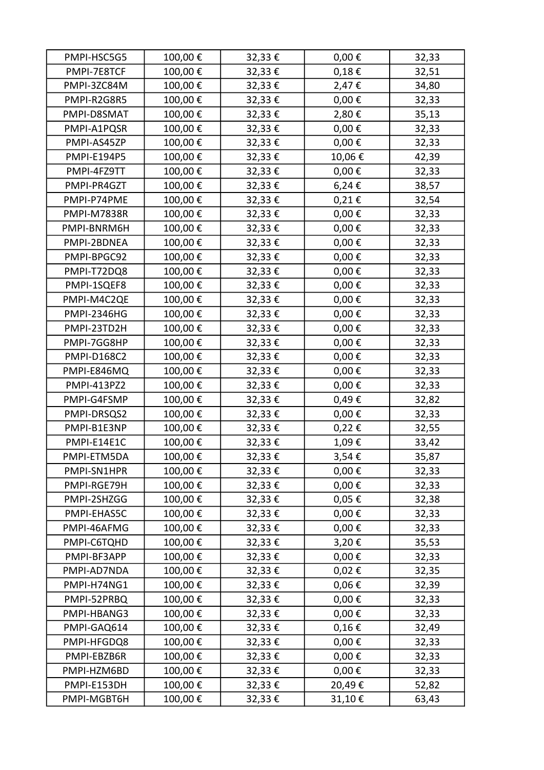| | | | | |
|---|---|---|---|---|
| PMPI-HSC5G5 | 100,00 € | 32,33 € | 0,00 € | 32,33 |
| PMPI-7E8TCF | 100,00 € | 32,33 € | 0,18 € | 32,51 |
| PMPI-3ZC84M | 100,00 € | 32,33 € | 2,47 € | 34,80 |
| PMPI-R2G8R5 | 100,00 € | 32,33 € | 0,00 € | 32,33 |
| PMPI-D8SMAT | 100,00 € | 32,33 € | 2,80 € | 35,13 |
| PMPI-A1PQSR | 100,00 € | 32,33 € | 0,00 € | 32,33 |
| PMPI-AS45ZP | 100,00 € | 32,33 € | 0,00 € | 32,33 |
| PMPI-E194P5 | 100,00 € | 32,33 € | 10,06 € | 42,39 |
| PMPI-4FZ9TT | 100,00 € | 32,33 € | 0,00 € | 32,33 |
| PMPI-PR4GZT | 100,00 € | 32,33 € | 6,24 € | 38,57 |
| PMPI-P74PME | 100,00 € | 32,33 € | 0,21 € | 32,54 |
| PMPI-M7838R | 100,00 € | 32,33 € | 0,00 € | 32,33 |
| PMPI-BNRM6H | 100,00 € | 32,33 € | 0,00 € | 32,33 |
| PMPI-2BDNEA | 100,00 € | 32,33 € | 0,00 € | 32,33 |
| PMPI-BPGC92 | 100,00 € | 32,33 € | 0,00 € | 32,33 |
| PMPI-T72DQ8 | 100,00 € | 32,33 € | 0,00 € | 32,33 |
| PMPI-1SQEF8 | 100,00 € | 32,33 € | 0,00 € | 32,33 |
| PMPI-M4C2QE | 100,00 € | 32,33 € | 0,00 € | 32,33 |
| PMPI-2346HG | 100,00 € | 32,33 € | 0,00 € | 32,33 |
| PMPI-23TD2H | 100,00 € | 32,33 € | 0,00 € | 32,33 |
| PMPI-7GG8HP | 100,00 € | 32,33 € | 0,00 € | 32,33 |
| PMPI-D168C2 | 100,00 € | 32,33 € | 0,00 € | 32,33 |
| PMPI-E846MQ | 100,00 € | 32,33 € | 0,00 € | 32,33 |
| PMPI-413PZ2 | 100,00 € | 32,33 € | 0,00 € | 32,33 |
| PMPI-G4FSMP | 100,00 € | 32,33 € | 0,49 € | 32,82 |
| PMPI-DRSQS2 | 100,00 € | 32,33 € | 0,00 € | 32,33 |
| PMPI-B1E3NP | 100,00 € | 32,33 € | 0,22 € | 32,55 |
| PMPI-E14E1C | 100,00 € | 32,33 € | 1,09 € | 33,42 |
| PMPI-ETM5DA | 100,00 € | 32,33 € | 3,54 € | 35,87 |
| PMPI-SN1HPR | 100,00 € | 32,33 € | 0,00 € | 32,33 |
| PMPI-RGE79H | 100,00 € | 32,33 € | 0,00 € | 32,33 |
| PMPI-2SHZGG | 100,00 € | 32,33 € | 0,05 € | 32,38 |
| PMPI-EHAS5C | 100,00 € | 32,33 € | 0,00 € | 32,33 |
| PMPI-46AFMG | 100,00 € | 32,33 € | 0,00 € | 32,33 |
| PMPI-C6TQHD | 100,00 € | 32,33 € | 3,20 € | 35,53 |
| PMPI-BF3APP | 100,00 € | 32,33 € | 0,00 € | 32,33 |
| PMPI-AD7NDA | 100,00 € | 32,33 € | 0,02 € | 32,35 |
| PMPI-H74NG1 | 100,00 € | 32,33 € | 0,06 € | 32,39 |
| PMPI-52PRBQ | 100,00 € | 32,33 € | 0,00 € | 32,33 |
| PMPI-HBANG3 | 100,00 € | 32,33 € | 0,00 € | 32,33 |
| PMPI-GAQ614 | 100,00 € | 32,33 € | 0,16 € | 32,49 |
| PMPI-HFGDQ8 | 100,00 € | 32,33 € | 0,00 € | 32,33 |
| PMPI-EBZB6R | 100,00 € | 32,33 € | 0,00 € | 32,33 |
| PMPI-HZM6BD | 100,00 € | 32,33 € | 0,00 € | 32,33 |
| PMPI-E153DH | 100,00 € | 32,33 € | 20,49 € | 52,82 |
| PMPI-MGBT6H | 100,00 € | 32,33 € | 31,10 € | 63,43 |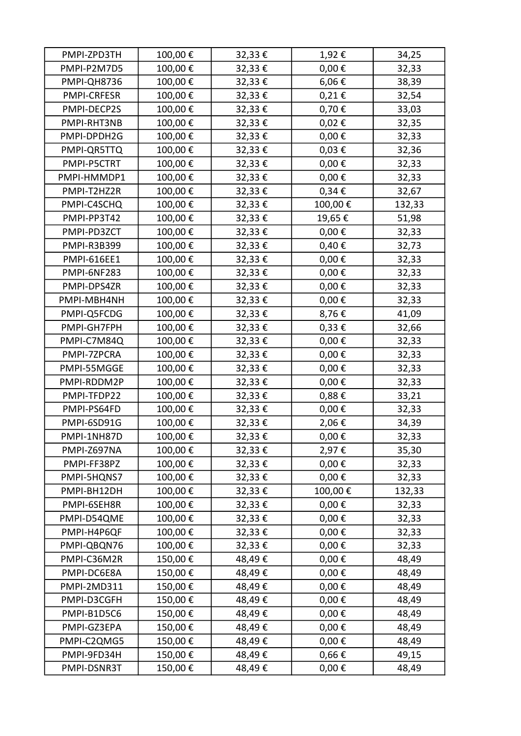| | | | | |
|---|---|---|---|---|
| PMPI-ZPD3TH | 100,00 € | 32,33 € | 1,92 € | 34,25 |
| PMPI-P2M7D5 | 100,00 € | 32,33 € | 0,00 € | 32,33 |
| PMPI-QH8736 | 100,00 € | 32,33 € | 6,06 € | 38,39 |
| PMPI-CRFESR | 100,00 € | 32,33 € | 0,21 € | 32,54 |
| PMPI-DECP2S | 100,00 € | 32,33 € | 0,70 € | 33,03 |
| PMPI-RHT3NB | 100,00 € | 32,33 € | 0,02 € | 32,35 |
| PMPI-DPDH2G | 100,00 € | 32,33 € | 0,00 € | 32,33 |
| PMPI-QR5TTQ | 100,00 € | 32,33 € | 0,03 € | 32,36 |
| PMPI-P5CTRT | 100,00 € | 32,33 € | 0,00 € | 32,33 |
| PMPI-HMMDP1 | 100,00 € | 32,33 € | 0,00 € | 32,33 |
| PMPI-T2HZ2R | 100,00 € | 32,33 € | 0,34 € | 32,67 |
| PMPI-C4SCHQ | 100,00 € | 32,33 € | 100,00 € | 132,33 |
| PMPI-PP3T42 | 100,00 € | 32,33 € | 19,65 € | 51,98 |
| PMPI-PD3ZCT | 100,00 € | 32,33 € | 0,00 € | 32,33 |
| PMPI-R3B399 | 100,00 € | 32,33 € | 0,40 € | 32,73 |
| PMPI-616EE1 | 100,00 € | 32,33 € | 0,00 € | 32,33 |
| PMPI-6NF283 | 100,00 € | 32,33 € | 0,00 € | 32,33 |
| PMPI-DPS4ZR | 100,00 € | 32,33 € | 0,00 € | 32,33 |
| PMPI-MBH4NH | 100,00 € | 32,33 € | 0,00 € | 32,33 |
| PMPI-Q5FCDG | 100,00 € | 32,33 € | 8,76 € | 41,09 |
| PMPI-GH7FPH | 100,00 € | 32,33 € | 0,33 € | 32,66 |
| PMPI-C7M84Q | 100,00 € | 32,33 € | 0,00 € | 32,33 |
| PMPI-7ZPCRA | 100,00 € | 32,33 € | 0,00 € | 32,33 |
| PMPI-55MGGE | 100,00 € | 32,33 € | 0,00 € | 32,33 |
| PMPI-RDDM2P | 100,00 € | 32,33 € | 0,00 € | 32,33 |
| PMPI-TFDP22 | 100,00 € | 32,33 € | 0,88 € | 33,21 |
| PMPI-PS64FD | 100,00 € | 32,33 € | 0,00 € | 32,33 |
| PMPI-6SD91G | 100,00 € | 32,33 € | 2,06 € | 34,39 |
| PMPI-1NH87D | 100,00 € | 32,33 € | 0,00 € | 32,33 |
| PMPI-Z697NA | 100,00 € | 32,33 € | 2,97 € | 35,30 |
| PMPI-FF38PZ | 100,00 € | 32,33 € | 0,00 € | 32,33 |
| PMPI-5HQNS7 | 100,00 € | 32,33 € | 0,00 € | 32,33 |
| PMPI-BH12DH | 100,00 € | 32,33 € | 100,00 € | 132,33 |
| PMPI-6SEH8R | 100,00 € | 32,33 € | 0,00 € | 32,33 |
| PMPI-D54QME | 100,00 € | 32,33 € | 0,00 € | 32,33 |
| PMPI-H4P6QF | 100,00 € | 32,33 € | 0,00 € | 32,33 |
| PMPI-QBQN76 | 100,00 € | 32,33 € | 0,00 € | 32,33 |
| PMPI-C36M2R | 150,00 € | 48,49 € | 0,00 € | 48,49 |
| PMPI-DC6E8A | 150,00 € | 48,49 € | 0,00 € | 48,49 |
| PMPI-2MD311 | 150,00 € | 48,49 € | 0,00 € | 48,49 |
| PMPI-D3CGFH | 150,00 € | 48,49 € | 0,00 € | 48,49 |
| PMPI-B1D5C6 | 150,00 € | 48,49 € | 0,00 € | 48,49 |
| PMPI-GZ3EPA | 150,00 € | 48,49 € | 0,00 € | 48,49 |
| PMPI-C2QMG5 | 150,00 € | 48,49 € | 0,00 € | 48,49 |
| PMPI-9FD34H | 150,00 € | 48,49 € | 0,66 € | 49,15 |
| PMPI-DSNR3T | 150,00 € | 48,49 € | 0,00 € | 48,49 |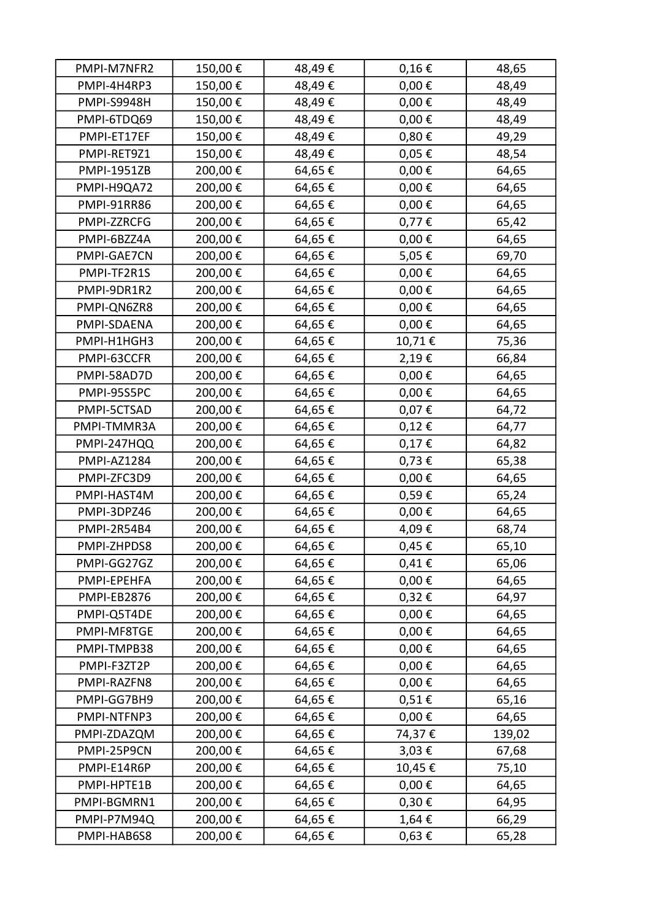| | | | | |
|---|---|---|---|---|
| PMPI-M7NFR2 | 150,00 € | 48,49 € | 0,16 € | 48,65 |
| PMPI-4H4RP3 | 150,00 € | 48,49 € | 0,00 € | 48,49 |
| PMPI-S9948H | 150,00 € | 48,49 € | 0,00 € | 48,49 |
| PMPI-6TDQ69 | 150,00 € | 48,49 € | 0,00 € | 48,49 |
| PMPI-ET17EF | 150,00 € | 48,49 € | 0,80 € | 49,29 |
| PMPI-RET9Z1 | 150,00 € | 48,49 € | 0,05 € | 48,54 |
| PMPI-1951ZB | 200,00 € | 64,65 € | 0,00 € | 64,65 |
| PMPI-H9QA72 | 200,00 € | 64,65 € | 0,00 € | 64,65 |
| PMPI-91RR86 | 200,00 € | 64,65 € | 0,00 € | 64,65 |
| PMPI-ZZRCFG | 200,00 € | 64,65 € | 0,77 € | 65,42 |
| PMPI-6BZZ4A | 200,00 € | 64,65 € | 0,00 € | 64,65 |
| PMPI-GAE7CN | 200,00 € | 64,65 € | 5,05 € | 69,70 |
| PMPI-TF2R1S | 200,00 € | 64,65 € | 0,00 € | 64,65 |
| PMPI-9DR1R2 | 200,00 € | 64,65 € | 0,00 € | 64,65 |
| PMPI-QN6ZR8 | 200,00 € | 64,65 € | 0,00 € | 64,65 |
| PMPI-SDAENA | 200,00 € | 64,65 € | 0,00 € | 64,65 |
| PMPI-H1HGH3 | 200,00 € | 64,65 € | 10,71 € | 75,36 |
| PMPI-63CCFR | 200,00 € | 64,65 € | 2,19 € | 66,84 |
| PMPI-58AD7D | 200,00 € | 64,65 € | 0,00 € | 64,65 |
| PMPI-95S5PC | 200,00 € | 64,65 € | 0,00 € | 64,65 |
| PMPI-5CTSAD | 200,00 € | 64,65 € | 0,07 € | 64,72 |
| PMPI-TMMR3A | 200,00 € | 64,65 € | 0,12 € | 64,77 |
| PMPI-247HQQ | 200,00 € | 64,65 € | 0,17 € | 64,82 |
| PMPI-AZ1284 | 200,00 € | 64,65 € | 0,73 € | 65,38 |
| PMPI-ZFC3D9 | 200,00 € | 64,65 € | 0,00 € | 64,65 |
| PMPI-HAST4M | 200,00 € | 64,65 € | 0,59 € | 65,24 |
| PMPI-3DPZ46 | 200,00 € | 64,65 € | 0,00 € | 64,65 |
| PMPI-2R54B4 | 200,00 € | 64,65 € | 4,09 € | 68,74 |
| PMPI-ZHPDS8 | 200,00 € | 64,65 € | 0,45 € | 65,10 |
| PMPI-GG27GZ | 200,00 € | 64,65 € | 0,41 € | 65,06 |
| PMPI-EPEHFA | 200,00 € | 64,65 € | 0,00 € | 64,65 |
| PMPI-EB2876 | 200,00 € | 64,65 € | 0,32 € | 64,97 |
| PMPI-Q5T4DE | 200,00 € | 64,65 € | 0,00 € | 64,65 |
| PMPI-MF8TGE | 200,00 € | 64,65 € | 0,00 € | 64,65 |
| PMPI-TMPB38 | 200,00 € | 64,65 € | 0,00 € | 64,65 |
| PMPI-F3ZT2P | 200,00 € | 64,65 € | 0,00 € | 64,65 |
| PMPI-RAZFN8 | 200,00 € | 64,65 € | 0,00 € | 64,65 |
| PMPI-GG7BH9 | 200,00 € | 64,65 € | 0,51 € | 65,16 |
| PMPI-NTFNP3 | 200,00 € | 64,65 € | 0,00 € | 64,65 |
| PMPI-ZDAZQM | 200,00 € | 64,65 € | 74,37 € | 139,02 |
| PMPI-25P9CN | 200,00 € | 64,65 € | 3,03 € | 67,68 |
| PMPI-E14R6P | 200,00 € | 64,65 € | 10,45 € | 75,10 |
| PMPI-HPTE1B | 200,00 € | 64,65 € | 0,00 € | 64,65 |
| PMPI-BGMRN1 | 200,00 € | 64,65 € | 0,30 € | 64,95 |
| PMPI-P7M94Q | 200,00 € | 64,65 € | 1,64 € | 66,29 |
| PMPI-HAB6S8 | 200,00 € | 64,65 € | 0,63 € | 65,28 |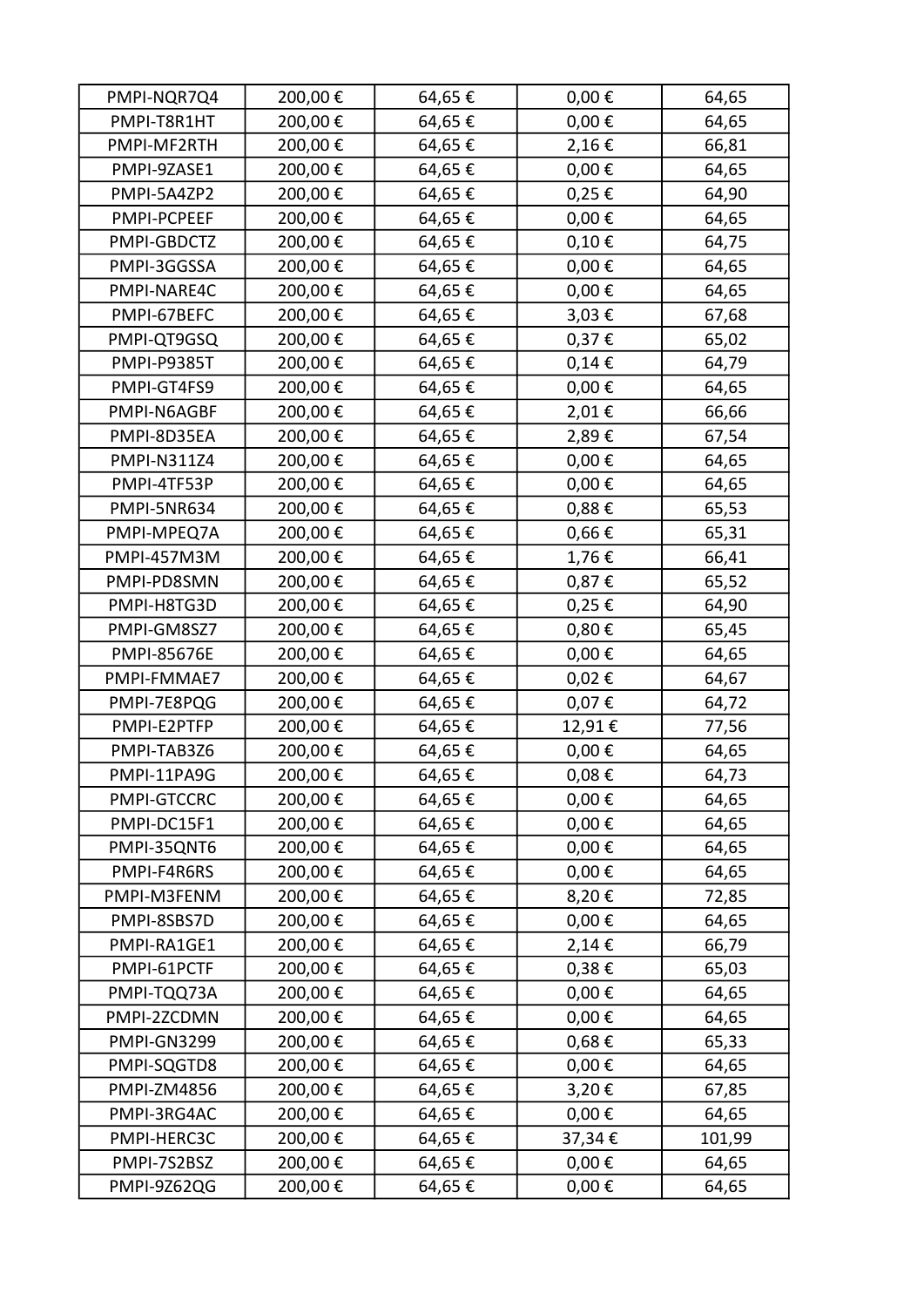| PMPI-NQR7Q4 | 200,00 € | 64,65 € | 0,00 € | 64,65 |
|---|---|---|---|---|
| PMPI-T8R1HT | 200,00 € | 64,65 € | 0,00 € | 64,65 |
| PMPI-MF2RTH | 200,00 € | 64,65 € | 2,16 € | 66,81 |
| PMPI-9ZASE1 | 200,00 € | 64,65 € | 0,00 € | 64,65 |
| PMPI-5A4ZP2 | 200,00 € | 64,65 € | 0,25 € | 64,90 |
| PMPI-PCPEEF | 200,00 € | 64,65 € | 0,00 € | 64,65 |
| PMPI-GBDCTZ | 200,00 € | 64,65 € | 0,10 € | 64,75 |
| PMPI-3GGSSA | 200,00 € | 64,65 € | 0,00 € | 64,65 |
| PMPI-NARE4C | 200,00 € | 64,65 € | 0,00 € | 64,65 |
| PMPI-67BEFC | 200,00 € | 64,65 € | 3,03 € | 67,68 |
| PMPI-QT9GSQ | 200,00 € | 64,65 € | 0,37 € | 65,02 |
| PMPI-P9385T | 200,00 € | 64,65 € | 0,14 € | 64,79 |
| PMPI-GT4FS9 | 200,00 € | 64,65 € | 0,00 € | 64,65 |
| PMPI-N6AGBF | 200,00 € | 64,65 € | 2,01 € | 66,66 |
| PMPI-8D35EA | 200,00 € | 64,65 € | 2,89 € | 67,54 |
| PMPI-N311Z4 | 200,00 € | 64,65 € | 0,00 € | 64,65 |
| PMPI-4TF53P | 200,00 € | 64,65 € | 0,00 € | 64,65 |
| PMPI-5NR634 | 200,00 € | 64,65 € | 0,88 € | 65,53 |
| PMPI-MPEQ7A | 200,00 € | 64,65 € | 0,66 € | 65,31 |
| PMPI-457M3M | 200,00 € | 64,65 € | 1,76 € | 66,41 |
| PMPI-PD8SMN | 200,00 € | 64,65 € | 0,87 € | 65,52 |
| PMPI-H8TG3D | 200,00 € | 64,65 € | 0,25 € | 64,90 |
| PMPI-GM8SZ7 | 200,00 € | 64,65 € | 0,80 € | 65,45 |
| PMPI-85676E | 200,00 € | 64,65 € | 0,00 € | 64,65 |
| PMPI-FMMAE7 | 200,00 € | 64,65 € | 0,02 € | 64,67 |
| PMPI-7E8PQG | 200,00 € | 64,65 € | 0,07 € | 64,72 |
| PMPI-E2PTFP | 200,00 € | 64,65 € | 12,91 € | 77,56 |
| PMPI-TAB3Z6 | 200,00 € | 64,65 € | 0,00 € | 64,65 |
| PMPI-11PA9G | 200,00 € | 64,65 € | 0,08 € | 64,73 |
| PMPI-GTCCRC | 200,00 € | 64,65 € | 0,00 € | 64,65 |
| PMPI-DC15F1 | 200,00 € | 64,65 € | 0,00 € | 64,65 |
| PMPI-35QNT6 | 200,00 € | 64,65 € | 0,00 € | 64,65 |
| PMPI-F4R6RS | 200,00 € | 64,65 € | 0,00 € | 64,65 |
| PMPI-M3FENM | 200,00 € | 64,65 € | 8,20 € | 72,85 |
| PMPI-8SBS7D | 200,00 € | 64,65 € | 0,00 € | 64,65 |
| PMPI-RA1GE1 | 200,00 € | 64,65 € | 2,14 € | 66,79 |
| PMPI-61PCTF | 200,00 € | 64,65 € | 0,38 € | 65,03 |
| PMPI-TQQ73A | 200,00 € | 64,65 € | 0,00 € | 64,65 |
| PMPI-2ZCDMN | 200,00 € | 64,65 € | 0,00 € | 64,65 |
| PMPI-GN3299 | 200,00 € | 64,65 € | 0,68 € | 65,33 |
| PMPI-SQGTD8 | 200,00 € | 64,65 € | 0,00 € | 64,65 |
| PMPI-ZM4856 | 200,00 € | 64,65 € | 3,20 € | 67,85 |
| PMPI-3RG4AC | 200,00 € | 64,65 € | 0,00 € | 64,65 |
| PMPI-HERC3C | 200,00 € | 64,65 € | 37,34 € | 101,99 |
| PMPI-7S2BSZ | 200,00 € | 64,65 € | 0,00 € | 64,65 |
| PMPI-9Z62QG | 200,00 € | 64,65 € | 0,00 € | 64,65 |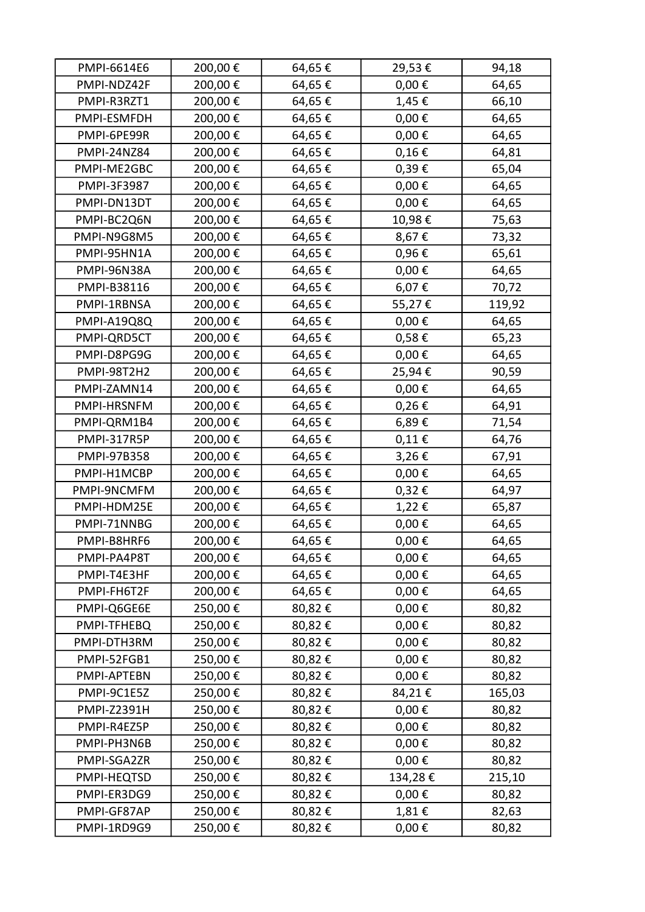| | | | | |
|---|---|---|---|---|
| PMPI-6614E6 | 200,00 € | 64,65 € | 29,53 € | 94,18 |
| PMPI-NDZ42F | 200,00 € | 64,65 € | 0,00 € | 64,65 |
| PMPI-R3RZT1 | 200,00 € | 64,65 € | 1,45 € | 66,10 |
| PMPI-ESMFDH | 200,00 € | 64,65 € | 0,00 € | 64,65 |
| PMPI-6PE99R | 200,00 € | 64,65 € | 0,00 € | 64,65 |
| PMPI-24NZ84 | 200,00 € | 64,65 € | 0,16 € | 64,81 |
| PMPI-ME2GBC | 200,00 € | 64,65 € | 0,39 € | 65,04 |
| PMPI-3F3987 | 200,00 € | 64,65 € | 0,00 € | 64,65 |
| PMPI-DN13DT | 200,00 € | 64,65 € | 0,00 € | 64,65 |
| PMPI-BC2Q6N | 200,00 € | 64,65 € | 10,98 € | 75,63 |
| PMPI-N9G8M5 | 200,00 € | 64,65 € | 8,67 € | 73,32 |
| PMPI-95HN1A | 200,00 € | 64,65 € | 0,96 € | 65,61 |
| PMPI-96N38A | 200,00 € | 64,65 € | 0,00 € | 64,65 |
| PMPI-B38116 | 200,00 € | 64,65 € | 6,07 € | 70,72 |
| PMPI-1RBNSA | 200,00 € | 64,65 € | 55,27 € | 119,92 |
| PMPI-A19Q8Q | 200,00 € | 64,65 € | 0,00 € | 64,65 |
| PMPI-QRD5CT | 200,00 € | 64,65 € | 0,58 € | 65,23 |
| PMPI-D8PG9G | 200,00 € | 64,65 € | 0,00 € | 64,65 |
| PMPI-98T2H2 | 200,00 € | 64,65 € | 25,94 € | 90,59 |
| PMPI-ZAMN14 | 200,00 € | 64,65 € | 0,00 € | 64,65 |
| PMPI-HRSNFM | 200,00 € | 64,65 € | 0,26 € | 64,91 |
| PMPI-QRM1B4 | 200,00 € | 64,65 € | 6,89 € | 71,54 |
| PMPI-317R5P | 200,00 € | 64,65 € | 0,11 € | 64,76 |
| PMPI-97B358 | 200,00 € | 64,65 € | 3,26 € | 67,91 |
| PMPI-H1MCBP | 200,00 € | 64,65 € | 0,00 € | 64,65 |
| PMPI-9NCMFM | 200,00 € | 64,65 € | 0,32 € | 64,97 |
| PMPI-HDM25E | 200,00 € | 64,65 € | 1,22 € | 65,87 |
| PMPI-71NNBG | 200,00 € | 64,65 € | 0,00 € | 64,65 |
| PMPI-B8HRF6 | 200,00 € | 64,65 € | 0,00 € | 64,65 |
| PMPI-PA4P8T | 200,00 € | 64,65 € | 0,00 € | 64,65 |
| PMPI-T4E3HF | 200,00 € | 64,65 € | 0,00 € | 64,65 |
| PMPI-FH6T2F | 200,00 € | 64,65 € | 0,00 € | 64,65 |
| PMPI-Q6GE6E | 250,00 € | 80,82 € | 0,00 € | 80,82 |
| PMPI-TFHEBQ | 250,00 € | 80,82 € | 0,00 € | 80,82 |
| PMPI-DTH3RM | 250,00 € | 80,82 € | 0,00 € | 80,82 |
| PMPI-52FGB1 | 250,00 € | 80,82 € | 0,00 € | 80,82 |
| PMPI-APTEBN | 250,00 € | 80,82 € | 0,00 € | 80,82 |
| PMPI-9C1E5Z | 250,00 € | 80,82 € | 84,21 € | 165,03 |
| PMPI-Z2391H | 250,00 € | 80,82 € | 0,00 € | 80,82 |
| PMPI-R4EZ5P | 250,00 € | 80,82 € | 0,00 € | 80,82 |
| PMPI-PH3N6B | 250,00 € | 80,82 € | 0,00 € | 80,82 |
| PMPI-SGA2ZR | 250,00 € | 80,82 € | 0,00 € | 80,82 |
| PMPI-HEQTSD | 250,00 € | 80,82 € | 134,28 € | 215,10 |
| PMPI-ER3DG9 | 250,00 € | 80,82 € | 0,00 € | 80,82 |
| PMPI-GF87AP | 250,00 € | 80,82 € | 1,81 € | 82,63 |
| PMPI-1RD9G9 | 250,00 € | 80,82 € | 0,00 € | 80,82 |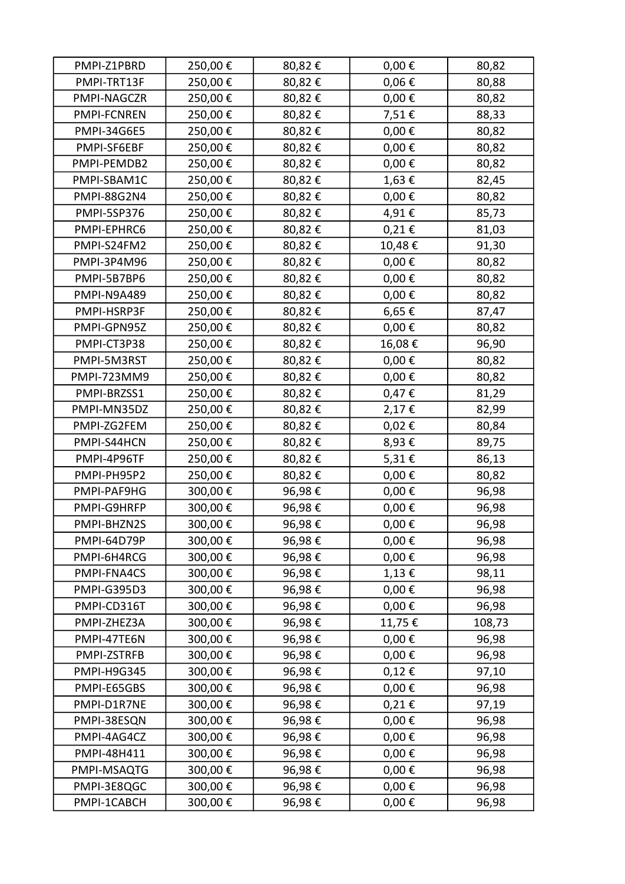| | | | | |
|---|---|---|---|---|
| PMPI-Z1PBRD | 250,00 € | 80,82 € | 0,00 € | 80,82 |
| PMPI-TRT13F | 250,00 € | 80,82 € | 0,06 € | 80,88 |
| PMPI-NAGCZR | 250,00 € | 80,82 € | 0,00 € | 80,82 |
| PMPI-FCNREN | 250,00 € | 80,82 € | 7,51 € | 88,33 |
| PMPI-34G6E5 | 250,00 € | 80,82 € | 0,00 € | 80,82 |
| PMPI-SF6EBF | 250,00 € | 80,82 € | 0,00 € | 80,82 |
| PMPI-PEMDB2 | 250,00 € | 80,82 € | 0,00 € | 80,82 |
| PMPI-SBAM1C | 250,00 € | 80,82 € | 1,63 € | 82,45 |
| PMPI-88G2N4 | 250,00 € | 80,82 € | 0,00 € | 80,82 |
| PMPI-5SP376 | 250,00 € | 80,82 € | 4,91 € | 85,73 |
| PMPI-EPHRC6 | 250,00 € | 80,82 € | 0,21 € | 81,03 |
| PMPI-S24FM2 | 250,00 € | 80,82 € | 10,48 € | 91,30 |
| PMPI-3P4M96 | 250,00 € | 80,82 € | 0,00 € | 80,82 |
| PMPI-5B7BP6 | 250,00 € | 80,82 € | 0,00 € | 80,82 |
| PMPI-N9A489 | 250,00 € | 80,82 € | 0,00 € | 80,82 |
| PMPI-HSRP3F | 250,00 € | 80,82 € | 6,65 € | 87,47 |
| PMPI-GPN95Z | 250,00 € | 80,82 € | 0,00 € | 80,82 |
| PMPI-CT3P38 | 250,00 € | 80,82 € | 16,08 € | 96,90 |
| PMPI-5M3RST | 250,00 € | 80,82 € | 0,00 € | 80,82 |
| PMPI-723MM9 | 250,00 € | 80,82 € | 0,00 € | 80,82 |
| PMPI-BRZSS1 | 250,00 € | 80,82 € | 0,47 € | 81,29 |
| PMPI-MN35DZ | 250,00 € | 80,82 € | 2,17 € | 82,99 |
| PMPI-ZG2FEM | 250,00 € | 80,82 € | 0,02 € | 80,84 |
| PMPI-S44HCN | 250,00 € | 80,82 € | 8,93 € | 89,75 |
| PMPI-4P96TF | 250,00 € | 80,82 € | 5,31 € | 86,13 |
| PMPI-PH95P2 | 250,00 € | 80,82 € | 0,00 € | 80,82 |
| PMPI-PAF9HG | 300,00 € | 96,98 € | 0,00 € | 96,98 |
| PMPI-G9HRFP | 300,00 € | 96,98 € | 0,00 € | 96,98 |
| PMPI-BHZN2S | 300,00 € | 96,98 € | 0,00 € | 96,98 |
| PMPI-64D79P | 300,00 € | 96,98 € | 0,00 € | 96,98 |
| PMPI-6H4RCG | 300,00 € | 96,98 € | 0,00 € | 96,98 |
| PMPI-FNA4CS | 300,00 € | 96,98 € | 1,13 € | 98,11 |
| PMPI-G395D3 | 300,00 € | 96,98 € | 0,00 € | 96,98 |
| PMPI-CD316T | 300,00 € | 96,98 € | 0,00 € | 96,98 |
| PMPI-ZHEZ3A | 300,00 € | 96,98 € | 11,75 € | 108,73 |
| PMPI-47TE6N | 300,00 € | 96,98 € | 0,00 € | 96,98 |
| PMPI-ZSTRFB | 300,00 € | 96,98 € | 0,00 € | 96,98 |
| PMPI-H9G345 | 300,00 € | 96,98 € | 0,12 € | 97,10 |
| PMPI-E65GBS | 300,00 € | 96,98 € | 0,00 € | 96,98 |
| PMPI-D1R7NE | 300,00 € | 96,98 € | 0,21 € | 97,19 |
| PMPI-38ESQN | 300,00 € | 96,98 € | 0,00 € | 96,98 |
| PMPI-4AG4CZ | 300,00 € | 96,98 € | 0,00 € | 96,98 |
| PMPI-48H411 | 300,00 € | 96,98 € | 0,00 € | 96,98 |
| PMPI-MSAQTG | 300,00 € | 96,98 € | 0,00 € | 96,98 |
| PMPI-3E8QGC | 300,00 € | 96,98 € | 0,00 € | 96,98 |
| PMPI-1CABCH | 300,00 € | 96,98 € | 0,00 € | 96,98 |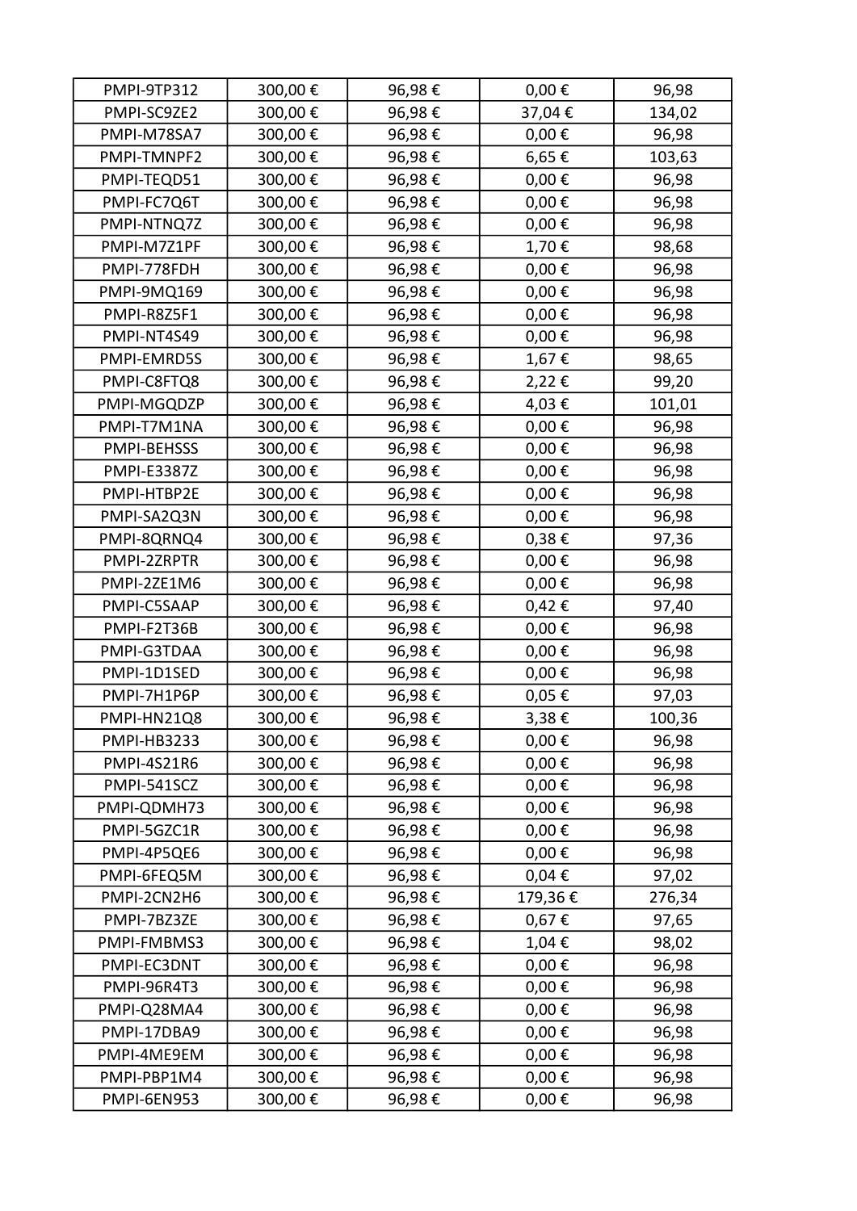| PMPI-9TP312 | 300,00 € | 96,98 € | 0,00 € | 96,98 |
|---|---|---|---|---|
| PMPI-SC9ZE2 | 300,00 € | 96,98 € | 37,04 € | 134,02 |
| PMPI-M78SA7 | 300,00 € | 96,98 € | 0,00 € | 96,98 |
| PMPI-TMNPF2 | 300,00 € | 96,98 € | 6,65 € | 103,63 |
| PMPI-TEQD51 | 300,00 € | 96,98 € | 0,00 € | 96,98 |
| PMPI-FC7Q6T | 300,00 € | 96,98 € | 0,00 € | 96,98 |
| PMPI-NTNQ7Z | 300,00 € | 96,98 € | 0,00 € | 96,98 |
| PMPI-M7Z1PF | 300,00 € | 96,98 € | 1,70 € | 98,68 |
| PMPI-778FDH | 300,00 € | 96,98 € | 0,00 € | 96,98 |
| PMPI-9MQ169 | 300,00 € | 96,98 € | 0,00 € | 96,98 |
| PMPI-R8Z5F1 | 300,00 € | 96,98 € | 0,00 € | 96,98 |
| PMPI-NT4S49 | 300,00 € | 96,98 € | 0,00 € | 96,98 |
| PMPI-EMRD5S | 300,00 € | 96,98 € | 1,67 € | 98,65 |
| PMPI-C8FTQ8 | 300,00 € | 96,98 € | 2,22 € | 99,20 |
| PMPI-MGQDZP | 300,00 € | 96,98 € | 4,03 € | 101,01 |
| PMPI-T7M1NA | 300,00 € | 96,98 € | 0,00 € | 96,98 |
| PMPI-BEHSSS | 300,00 € | 96,98 € | 0,00 € | 96,98 |
| PMPI-E3387Z | 300,00 € | 96,98 € | 0,00 € | 96,98 |
| PMPI-HTBP2E | 300,00 € | 96,98 € | 0,00 € | 96,98 |
| PMPI-SA2Q3N | 300,00 € | 96,98 € | 0,00 € | 96,98 |
| PMPI-8QRNQ4 | 300,00 € | 96,98 € | 0,38 € | 97,36 |
| PMPI-2ZRPTR | 300,00 € | 96,98 € | 0,00 € | 96,98 |
| PMPI-2ZE1M6 | 300,00 € | 96,98 € | 0,00 € | 96,98 |
| PMPI-C5SAAP | 300,00 € | 96,98 € | 0,42 € | 97,40 |
| PMPI-F2T36B | 300,00 € | 96,98 € | 0,00 € | 96,98 |
| PMPI-G3TDAA | 300,00 € | 96,98 € | 0,00 € | 96,98 |
| PMPI-1D1SED | 300,00 € | 96,98 € | 0,00 € | 96,98 |
| PMPI-7H1P6P | 300,00 € | 96,98 € | 0,05 € | 97,03 |
| PMPI-HN21Q8 | 300,00 € | 96,98 € | 3,38 € | 100,36 |
| PMPI-HB3233 | 300,00 € | 96,98 € | 0,00 € | 96,98 |
| PMPI-4S21R6 | 300,00 € | 96,98 € | 0,00 € | 96,98 |
| PMPI-541SCZ | 300,00 € | 96,98 € | 0,00 € | 96,98 |
| PMPI-QDMH73 | 300,00 € | 96,98 € | 0,00 € | 96,98 |
| PMPI-5GZC1R | 300,00 € | 96,98 € | 0,00 € | 96,98 |
| PMPI-4P5QE6 | 300,00 € | 96,98 € | 0,00 € | 96,98 |
| PMPI-6FEQ5M | 300,00 € | 96,98 € | 0,04 € | 97,02 |
| PMPI-2CN2H6 | 300,00 € | 96,98 € | 179,36 € | 276,34 |
| PMPI-7BZ3ZE | 300,00 € | 96,98 € | 0,67 € | 97,65 |
| PMPI-FMBMS3 | 300,00 € | 96,98 € | 1,04 € | 98,02 |
| PMPI-EC3DNT | 300,00 € | 96,98 € | 0,00 € | 96,98 |
| PMPI-96R4T3 | 300,00 € | 96,98 € | 0,00 € | 96,98 |
| PMPI-Q28MA4 | 300,00 € | 96,98 € | 0,00 € | 96,98 |
| PMPI-17DBA9 | 300,00 € | 96,98 € | 0,00 € | 96,98 |
| PMPI-4ME9EM | 300,00 € | 96,98 € | 0,00 € | 96,98 |
| PMPI-PBP1M4 | 300,00 € | 96,98 € | 0,00 € | 96,98 |
| PMPI-6EN953 | 300,00 € | 96,98 € | 0,00 € | 96,98 |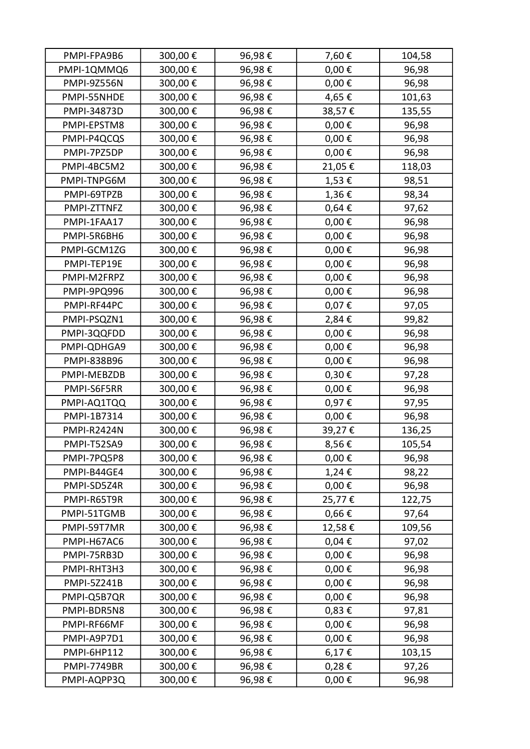| PMPI-FPA9B6 | 300,00 € | 96,98 € | 7,60 € | 104,58 |
|---|---|---|---|---|
| PMPI-1QMMQ6 | 300,00 € | 96,98 € | 0,00 € | 96,98 |
| PMPI-9Z556N | 300,00 € | 96,98 € | 0,00 € | 96,98 |
| PMPI-55NHDE | 300,00 € | 96,98 € | 4,65 € | 101,63 |
| PMPI-34873D | 300,00 € | 96,98 € | 38,57 € | 135,55 |
| PMPI-EPSTM8 | 300,00 € | 96,98 € | 0,00 € | 96,98 |
| PMPI-P4QCQS | 300,00 € | 96,98 € | 0,00 € | 96,98 |
| PMPI-7PZ5DP | 300,00 € | 96,98 € | 0,00 € | 96,98 |
| PMPI-4BC5M2 | 300,00 € | 96,98 € | 21,05 € | 118,03 |
| PMPI-TNPG6M | 300,00 € | 96,98 € | 1,53 € | 98,51 |
| PMPI-69TPZB | 300,00 € | 96,98 € | 1,36 € | 98,34 |
| PMPI-ZTTNFZ | 300,00 € | 96,98 € | 0,64 € | 97,62 |
| PMPI-1FAA17 | 300,00 € | 96,98 € | 0,00 € | 96,98 |
| PMPI-5R6BH6 | 300,00 € | 96,98 € | 0,00 € | 96,98 |
| PMPI-GCM1ZG | 300,00 € | 96,98 € | 0,00 € | 96,98 |
| PMPI-TEP19E | 300,00 € | 96,98 € | 0,00 € | 96,98 |
| PMPI-M2FRPZ | 300,00 € | 96,98 € | 0,00 € | 96,98 |
| PMPI-9PQ996 | 300,00 € | 96,98 € | 0,00 € | 96,98 |
| PMPI-RF44PC | 300,00 € | 96,98 € | 0,07 € | 97,05 |
| PMPI-PSQZN1 | 300,00 € | 96,98 € | 2,84 € | 99,82 |
| PMPI-3QQFDD | 300,00 € | 96,98 € | 0,00 € | 96,98 |
| PMPI-QDHGA9 | 300,00 € | 96,98 € | 0,00 € | 96,98 |
| PMPI-838B96 | 300,00 € | 96,98 € | 0,00 € | 96,98 |
| PMPI-MEBZDB | 300,00 € | 96,98 € | 0,30 € | 97,28 |
| PMPI-S6F5RR | 300,00 € | 96,98 € | 0,00 € | 96,98 |
| PMPI-AQ1TQQ | 300,00 € | 96,98 € | 0,97 € | 97,95 |
| PMPI-1B7314 | 300,00 € | 96,98 € | 0,00 € | 96,98 |
| PMPI-R2424N | 300,00 € | 96,98 € | 39,27 € | 136,25 |
| PMPI-T52SA9 | 300,00 € | 96,98 € | 8,56 € | 105,54 |
| PMPI-7PQ5P8 | 300,00 € | 96,98 € | 0,00 € | 96,98 |
| PMPI-B44GE4 | 300,00 € | 96,98 € | 1,24 € | 98,22 |
| PMPI-SD5Z4R | 300,00 € | 96,98 € | 0,00 € | 96,98 |
| PMPI-R65T9R | 300,00 € | 96,98 € | 25,77 € | 122,75 |
| PMPI-51TGMB | 300,00 € | 96,98 € | 0,66 € | 97,64 |
| PMPI-59T7MR | 300,00 € | 96,98 € | 12,58 € | 109,56 |
| PMPI-H67AC6 | 300,00 € | 96,98 € | 0,04 € | 97,02 |
| PMPI-75RB3D | 300,00 € | 96,98 € | 0,00 € | 96,98 |
| PMPI-RHT3H3 | 300,00 € | 96,98 € | 0,00 € | 96,98 |
| PMPI-5Z241B | 300,00 € | 96,98 € | 0,00 € | 96,98 |
| PMPI-Q5B7QR | 300,00 € | 96,98 € | 0,00 € | 96,98 |
| PMPI-BDR5N8 | 300,00 € | 96,98 € | 0,83 € | 97,81 |
| PMPI-RF66MF | 300,00 € | 96,98 € | 0,00 € | 96,98 |
| PMPI-A9P7D1 | 300,00 € | 96,98 € | 0,00 € | 96,98 |
| PMPI-6HP112 | 300,00 € | 96,98 € | 6,17 € | 103,15 |
| PMPI-7749BR | 300,00 € | 96,98 € | 0,28 € | 97,26 |
| PMPI-AQPP3Q | 300,00 € | 96,98 € | 0,00 € | 96,98 |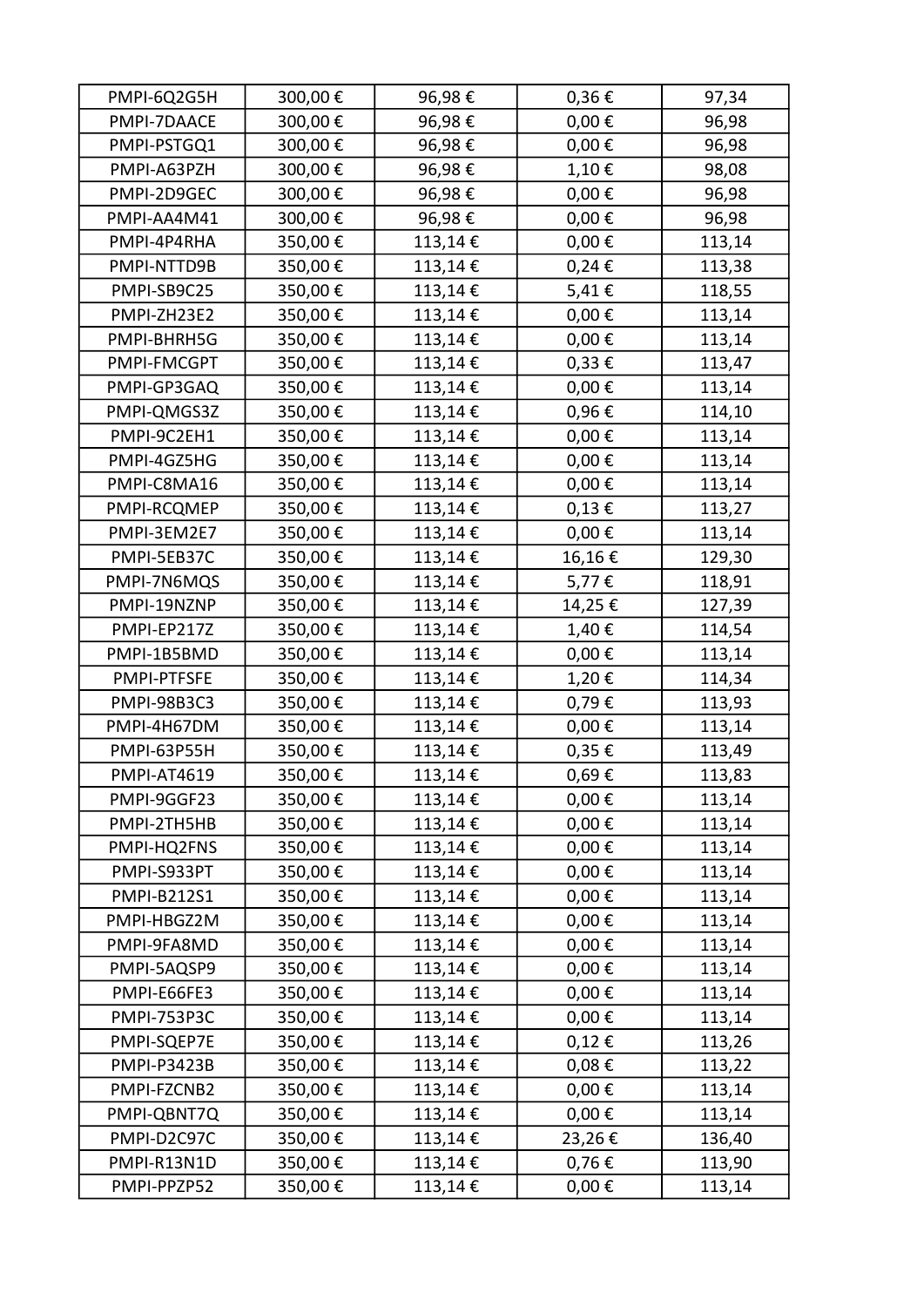| | | | | |
|---|---|---|---|---|
| PMPI-6Q2G5H | 300,00 € | 96,98 € | 0,36 € | 97,34 |
| PMPI-7DAACE | 300,00 € | 96,98 € | 0,00 € | 96,98 |
| PMPI-PSTGQ1 | 300,00 € | 96,98 € | 0,00 € | 96,98 |
| PMPI-A63PZH | 300,00 € | 96,98 € | 1,10 € | 98,08 |
| PMPI-2D9GEC | 300,00 € | 96,98 € | 0,00 € | 96,98 |
| PMPI-AA4M41 | 300,00 € | 96,98 € | 0,00 € | 96,98 |
| PMPI-4P4RHA | 350,00 € | 113,14 € | 0,00 € | 113,14 |
| PMPI-NTTD9B | 350,00 € | 113,14 € | 0,24 € | 113,38 |
| PMPI-SB9C25 | 350,00 € | 113,14 € | 5,41 € | 118,55 |
| PMPI-ZH23E2 | 350,00 € | 113,14 € | 0,00 € | 113,14 |
| PMPI-BHRH5G | 350,00 € | 113,14 € | 0,00 € | 113,14 |
| PMPI-FMCGPT | 350,00 € | 113,14 € | 0,33 € | 113,47 |
| PMPI-GP3GAQ | 350,00 € | 113,14 € | 0,00 € | 113,14 |
| PMPI-QMGS3Z | 350,00 € | 113,14 € | 0,96 € | 114,10 |
| PMPI-9C2EH1 | 350,00 € | 113,14 € | 0,00 € | 113,14 |
| PMPI-4GZ5HG | 350,00 € | 113,14 € | 0,00 € | 113,14 |
| PMPI-C8MA16 | 350,00 € | 113,14 € | 0,00 € | 113,14 |
| PMPI-RCQMEP | 350,00 € | 113,14 € | 0,13 € | 113,27 |
| PMPI-3EM2E7 | 350,00 € | 113,14 € | 0,00 € | 113,14 |
| PMPI-5EB37C | 350,00 € | 113,14 € | 16,16 € | 129,30 |
| PMPI-7N6MQS | 350,00 € | 113,14 € | 5,77 € | 118,91 |
| PMPI-19NZNP | 350,00 € | 113,14 € | 14,25 € | 127,39 |
| PMPI-EP217Z | 350,00 € | 113,14 € | 1,40 € | 114,54 |
| PMPI-1B5BMD | 350,00 € | 113,14 € | 0,00 € | 113,14 |
| PMPI-PTFSFE | 350,00 € | 113,14 € | 1,20 € | 114,34 |
| PMPI-98B3C3 | 350,00 € | 113,14 € | 0,79 € | 113,93 |
| PMPI-4H67DM | 350,00 € | 113,14 € | 0,00 € | 113,14 |
| PMPI-63P55H | 350,00 € | 113,14 € | 0,35 € | 113,49 |
| PMPI-AT4619 | 350,00 € | 113,14 € | 0,69 € | 113,83 |
| PMPI-9GGF23 | 350,00 € | 113,14 € | 0,00 € | 113,14 |
| PMPI-2TH5HB | 350,00 € | 113,14 € | 0,00 € | 113,14 |
| PMPI-HQ2FNS | 350,00 € | 113,14 € | 0,00 € | 113,14 |
| PMPI-S933PT | 350,00 € | 113,14 € | 0,00 € | 113,14 |
| PMPI-B212S1 | 350,00 € | 113,14 € | 0,00 € | 113,14 |
| PMPI-HBGZ2M | 350,00 € | 113,14 € | 0,00 € | 113,14 |
| PMPI-9FA8MD | 350,00 € | 113,14 € | 0,00 € | 113,14 |
| PMPI-5AQSP9 | 350,00 € | 113,14 € | 0,00 € | 113,14 |
| PMPI-E66FE3 | 350,00 € | 113,14 € | 0,00 € | 113,14 |
| PMPI-753P3C | 350,00 € | 113,14 € | 0,00 € | 113,14 |
| PMPI-SQEP7E | 350,00 € | 113,14 € | 0,12 € | 113,26 |
| PMPI-P3423B | 350,00 € | 113,14 € | 0,08 € | 113,22 |
| PMPI-FZCNB2 | 350,00 € | 113,14 € | 0,00 € | 113,14 |
| PMPI-QBNT7Q | 350,00 € | 113,14 € | 0,00 € | 113,14 |
| PMPI-D2C97C | 350,00 € | 113,14 € | 23,26 € | 136,40 |
| PMPI-R13N1D | 350,00 € | 113,14 € | 0,76 € | 113,90 |
| PMPI-PPZP52 | 350,00 € | 113,14 € | 0,00 € | 113,14 |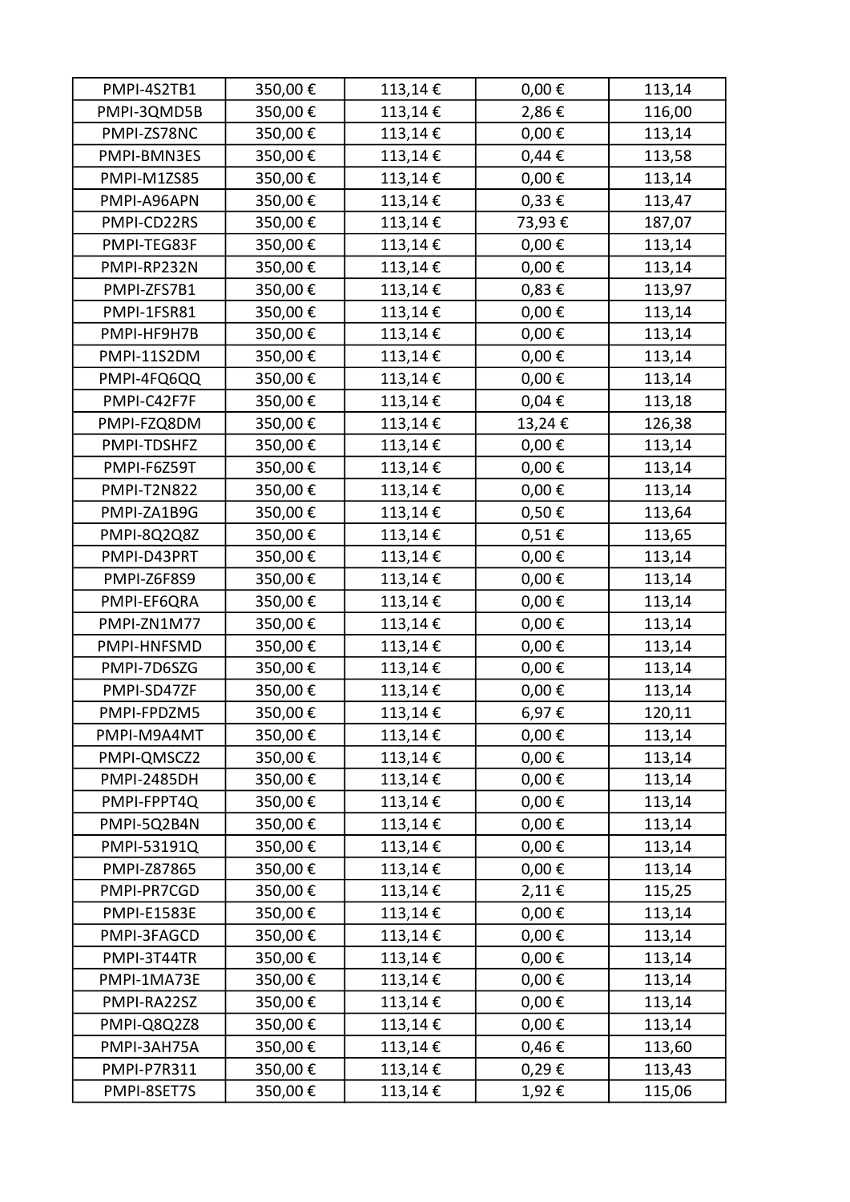| | | | | |
|---|---|---|---|---|
| PMPI-4S2TB1 | 350,00 € | 113,14 € | 0,00 € | 113,14 |
| PMPI-3QMD5B | 350,00 € | 113,14 € | 2,86 € | 116,00 |
| PMPI-ZS78NC | 350,00 € | 113,14 € | 0,00 € | 113,14 |
| PMPI-BMN3ES | 350,00 € | 113,14 € | 0,44 € | 113,58 |
| PMPI-M1ZS85 | 350,00 € | 113,14 € | 0,00 € | 113,14 |
| PMPI-A96APN | 350,00 € | 113,14 € | 0,33 € | 113,47 |
| PMPI-CD22RS | 350,00 € | 113,14 € | 73,93 € | 187,07 |
| PMPI-TEG83F | 350,00 € | 113,14 € | 0,00 € | 113,14 |
| PMPI-RP232N | 350,00 € | 113,14 € | 0,00 € | 113,14 |
| PMPI-ZFS7B1 | 350,00 € | 113,14 € | 0,83 € | 113,97 |
| PMPI-1FSR81 | 350,00 € | 113,14 € | 0,00 € | 113,14 |
| PMPI-HF9H7B | 350,00 € | 113,14 € | 0,00 € | 113,14 |
| PMPI-11S2DM | 350,00 € | 113,14 € | 0,00 € | 113,14 |
| PMPI-4FQ6QQ | 350,00 € | 113,14 € | 0,00 € | 113,14 |
| PMPI-C42F7F | 350,00 € | 113,14 € | 0,04 € | 113,18 |
| PMPI-FZQ8DM | 350,00 € | 113,14 € | 13,24 € | 126,38 |
| PMPI-TDSHFZ | 350,00 € | 113,14 € | 0,00 € | 113,14 |
| PMPI-F6Z59T | 350,00 € | 113,14 € | 0,00 € | 113,14 |
| PMPI-T2N822 | 350,00 € | 113,14 € | 0,00 € | 113,14 |
| PMPI-ZA1B9G | 350,00 € | 113,14 € | 0,50 € | 113,64 |
| PMPI-8Q2Q8Z | 350,00 € | 113,14 € | 0,51 € | 113,65 |
| PMPI-D43PRT | 350,00 € | 113,14 € | 0,00 € | 113,14 |
| PMPI-Z6F8S9 | 350,00 € | 113,14 € | 0,00 € | 113,14 |
| PMPI-EF6QRA | 350,00 € | 113,14 € | 0,00 € | 113,14 |
| PMPI-ZN1M77 | 350,00 € | 113,14 € | 0,00 € | 113,14 |
| PMPI-HNFSMD | 350,00 € | 113,14 € | 0,00 € | 113,14 |
| PMPI-7D6SZG | 350,00 € | 113,14 € | 0,00 € | 113,14 |
| PMPI-SD47ZF | 350,00 € | 113,14 € | 0,00 € | 113,14 |
| PMPI-FPDZM5 | 350,00 € | 113,14 € | 6,97 € | 120,11 |
| PMPI-M9A4MT | 350,00 € | 113,14 € | 0,00 € | 113,14 |
| PMPI-QMSCZ2 | 350,00 € | 113,14 € | 0,00 € | 113,14 |
| PMPI-2485DH | 350,00 € | 113,14 € | 0,00 € | 113,14 |
| PMPI-FPPT4Q | 350,00 € | 113,14 € | 0,00 € | 113,14 |
| PMPI-5Q2B4N | 350,00 € | 113,14 € | 0,00 € | 113,14 |
| PMPI-53191Q | 350,00 € | 113,14 € | 0,00 € | 113,14 |
| PMPI-Z87865 | 350,00 € | 113,14 € | 0,00 € | 113,14 |
| PMPI-PR7CGD | 350,00 € | 113,14 € | 2,11 € | 115,25 |
| PMPI-E1583E | 350,00 € | 113,14 € | 0,00 € | 113,14 |
| PMPI-3FAGCD | 350,00 € | 113,14 € | 0,00 € | 113,14 |
| PMPI-3T44TR | 350,00 € | 113,14 € | 0,00 € | 113,14 |
| PMPI-1MA73E | 350,00 € | 113,14 € | 0,00 € | 113,14 |
| PMPI-RA22SZ | 350,00 € | 113,14 € | 0,00 € | 113,14 |
| PMPI-Q8Q2Z8 | 350,00 € | 113,14 € | 0,00 € | 113,14 |
| PMPI-3AH75A | 350,00 € | 113,14 € | 0,46 € | 113,60 |
| PMPI-P7R311 | 350,00 € | 113,14 € | 0,29 € | 113,43 |
| PMPI-8SET7S | 350,00 € | 113,14 € | 1,92 € | 115,06 |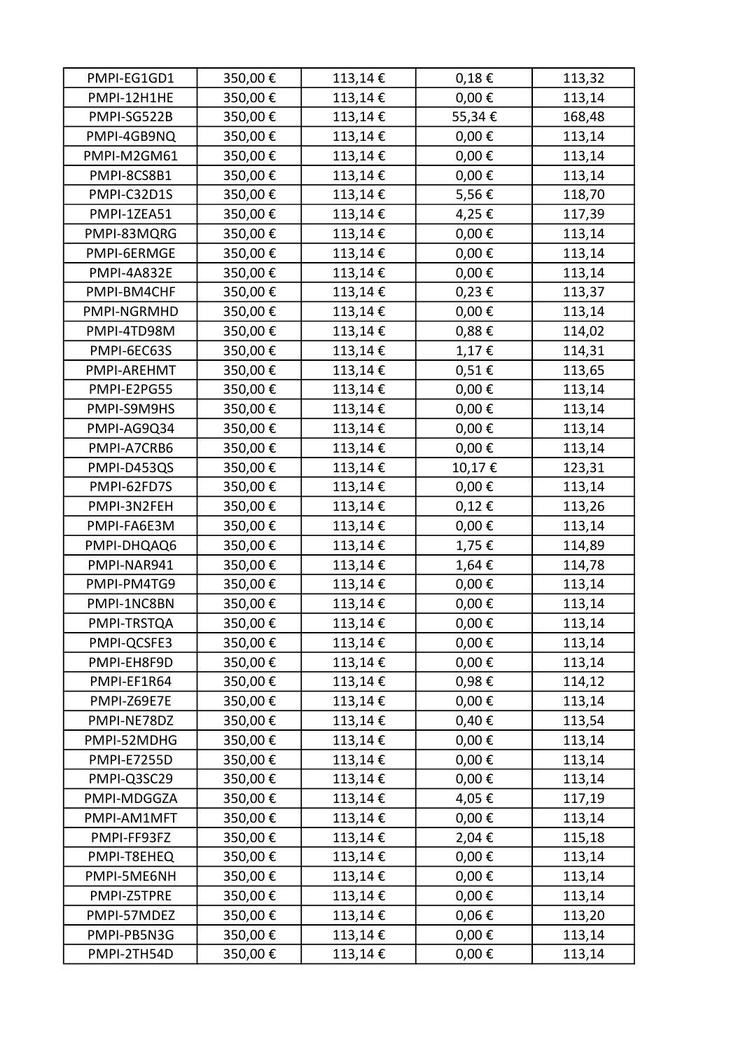| | | | | |
|---|---|---|---|---|
| PMPI-EG1GD1 | 350,00 € | 113,14 € | 0,18 € | 113,32 |
| PMPI-12H1HE | 350,00 € | 113,14 € | 0,00 € | 113,14 |
| PMPI-SG522B | 350,00 € | 113,14 € | 55,34 € | 168,48 |
| PMPI-4GB9NQ | 350,00 € | 113,14 € | 0,00 € | 113,14 |
| PMPI-M2GM61 | 350,00 € | 113,14 € | 0,00 € | 113,14 |
| PMPI-8CS8B1 | 350,00 € | 113,14 € | 0,00 € | 113,14 |
| PMPI-C32D1S | 350,00 € | 113,14 € | 5,56 € | 118,70 |
| PMPI-1ZEA51 | 350,00 € | 113,14 € | 4,25 € | 117,39 |
| PMPI-83MQRG | 350,00 € | 113,14 € | 0,00 € | 113,14 |
| PMPI-6ERMGE | 350,00 € | 113,14 € | 0,00 € | 113,14 |
| PMPI-4A832E | 350,00 € | 113,14 € | 0,00 € | 113,14 |
| PMPI-BM4CHF | 350,00 € | 113,14 € | 0,23 € | 113,37 |
| PMPI-NGRMHD | 350,00 € | 113,14 € | 0,00 € | 113,14 |
| PMPI-4TD98M | 350,00 € | 113,14 € | 0,88 € | 114,02 |
| PMPI-6EC63S | 350,00 € | 113,14 € | 1,17 € | 114,31 |
| PMPI-AREHMT | 350,00 € | 113,14 € | 0,51 € | 113,65 |
| PMPI-E2PG55 | 350,00 € | 113,14 € | 0,00 € | 113,14 |
| PMPI-S9M9HS | 350,00 € | 113,14 € | 0,00 € | 113,14 |
| PMPI-AG9Q34 | 350,00 € | 113,14 € | 0,00 € | 113,14 |
| PMPI-A7CRB6 | 350,00 € | 113,14 € | 0,00 € | 113,14 |
| PMPI-D453QS | 350,00 € | 113,14 € | 10,17 € | 123,31 |
| PMPI-62FD7S | 350,00 € | 113,14 € | 0,00 € | 113,14 |
| PMPI-3N2FEH | 350,00 € | 113,14 € | 0,12 € | 113,26 |
| PMPI-FA6E3M | 350,00 € | 113,14 € | 0,00 € | 113,14 |
| PMPI-DHQAQ6 | 350,00 € | 113,14 € | 1,75 € | 114,89 |
| PMPI-NAR941 | 350,00 € | 113,14 € | 1,64 € | 114,78 |
| PMPI-PM4TG9 | 350,00 € | 113,14 € | 0,00 € | 113,14 |
| PMPI-1NC8BN | 350,00 € | 113,14 € | 0,00 € | 113,14 |
| PMPI-TRSTQA | 350,00 € | 113,14 € | 0,00 € | 113,14 |
| PMPI-QCSFE3 | 350,00 € | 113,14 € | 0,00 € | 113,14 |
| PMPI-EH8F9D | 350,00 € | 113,14 € | 0,00 € | 113,14 |
| PMPI-EF1R64 | 350,00 € | 113,14 € | 0,98 € | 114,12 |
| PMPI-Z69E7E | 350,00 € | 113,14 € | 0,00 € | 113,14 |
| PMPI-NE78DZ | 350,00 € | 113,14 € | 0,40 € | 113,54 |
| PMPI-52MDHG | 350,00 € | 113,14 € | 0,00 € | 113,14 |
| PMPI-E7255D | 350,00 € | 113,14 € | 0,00 € | 113,14 |
| PMPI-Q3SC29 | 350,00 € | 113,14 € | 0,00 € | 113,14 |
| PMPI-MDGGZA | 350,00 € | 113,14 € | 4,05 € | 117,19 |
| PMPI-AM1MFT | 350,00 € | 113,14 € | 0,00 € | 113,14 |
| PMPI-FF93FZ | 350,00 € | 113,14 € | 2,04 € | 115,18 |
| PMPI-T8EHEQ | 350,00 € | 113,14 € | 0,00 € | 113,14 |
| PMPI-5ME6NH | 350,00 € | 113,14 € | 0,00 € | 113,14 |
| PMPI-Z5TPRE | 350,00 € | 113,14 € | 0,00 € | 113,14 |
| PMPI-57MDEZ | 350,00 € | 113,14 € | 0,06 € | 113,20 |
| PMPI-PB5N3G | 350,00 € | 113,14 € | 0,00 € | 113,14 |
| PMPI-2TH54D | 350,00 € | 113,14 € | 0,00 € | 113,14 |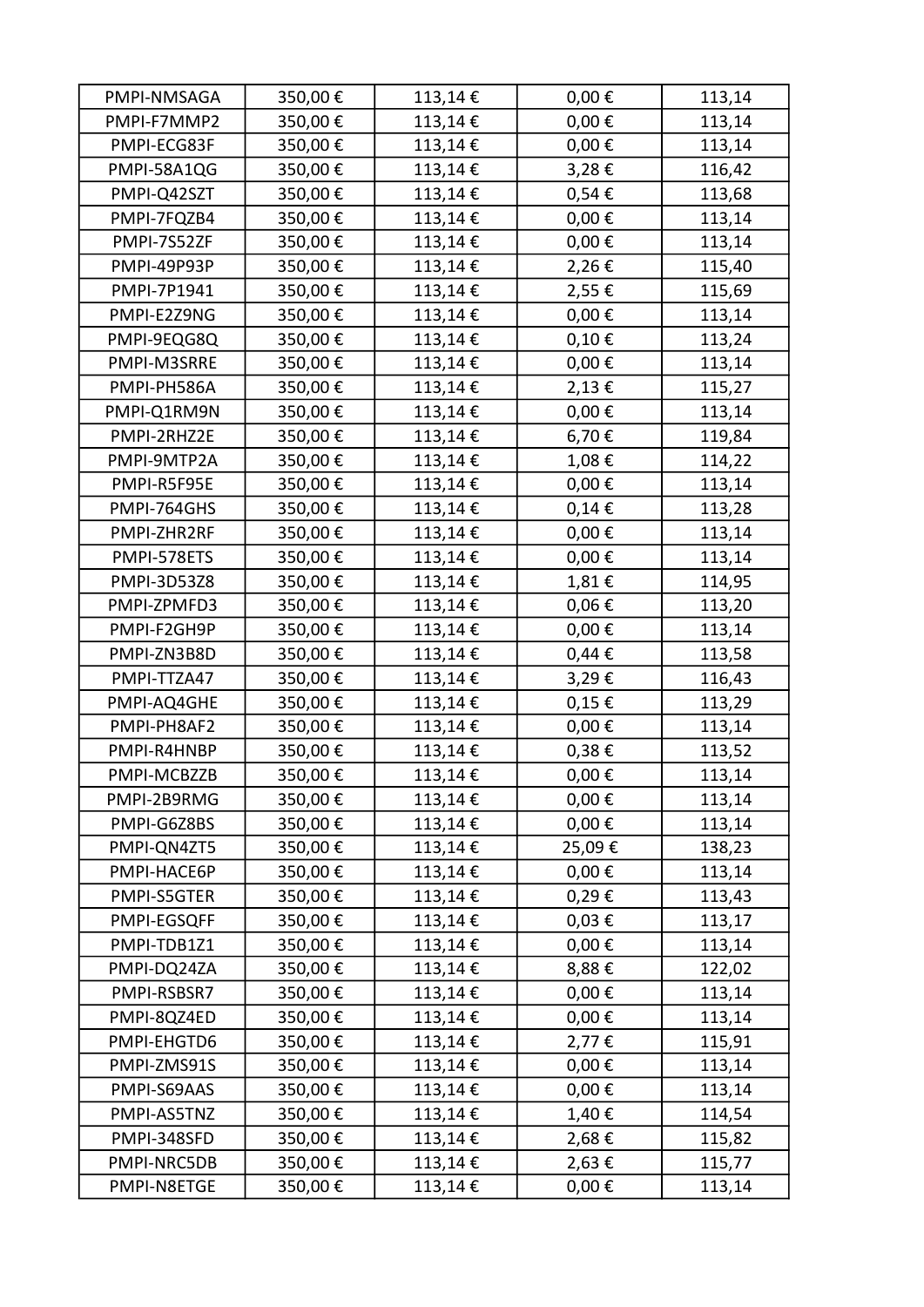| | | | | |
|---|---|---|---|---|
| PMPI-NMSAGA | 350,00 € | 113,14 € | 0,00 € | 113,14 |
| PMPI-F7MMP2 | 350,00 € | 113,14 € | 0,00 € | 113,14 |
| PMPI-ECG83F | 350,00 € | 113,14 € | 0,00 € | 113,14 |
| PMPI-58A1QG | 350,00 € | 113,14 € | 3,28 € | 116,42 |
| PMPI-Q42SZT | 350,00 € | 113,14 € | 0,54 € | 113,68 |
| PMPI-7FQZB4 | 350,00 € | 113,14 € | 0,00 € | 113,14 |
| PMPI-7S52ZF | 350,00 € | 113,14 € | 0,00 € | 113,14 |
| PMPI-49P93P | 350,00 € | 113,14 € | 2,26 € | 115,40 |
| PMPI-7P1941 | 350,00 € | 113,14 € | 2,55 € | 115,69 |
| PMPI-E2Z9NG | 350,00 € | 113,14 € | 0,00 € | 113,14 |
| PMPI-9EQG8Q | 350,00 € | 113,14 € | 0,10 € | 113,24 |
| PMPI-M3SRRE | 350,00 € | 113,14 € | 0,00 € | 113,14 |
| PMPI-PH586A | 350,00 € | 113,14 € | 2,13 € | 115,27 |
| PMPI-Q1RM9N | 350,00 € | 113,14 € | 0,00 € | 113,14 |
| PMPI-2RHZ2E | 350,00 € | 113,14 € | 6,70 € | 119,84 |
| PMPI-9MTP2A | 350,00 € | 113,14 € | 1,08 € | 114,22 |
| PMPI-R5F95E | 350,00 € | 113,14 € | 0,00 € | 113,14 |
| PMPI-764GHS | 350,00 € | 113,14 € | 0,14 € | 113,28 |
| PMPI-ZHR2RF | 350,00 € | 113,14 € | 0,00 € | 113,14 |
| PMPI-578ETS | 350,00 € | 113,14 € | 0,00 € | 113,14 |
| PMPI-3D53Z8 | 350,00 € | 113,14 € | 1,81 € | 114,95 |
| PMPI-ZPMFD3 | 350,00 € | 113,14 € | 0,06 € | 113,20 |
| PMPI-F2GH9P | 350,00 € | 113,14 € | 0,00 € | 113,14 |
| PMPI-ZN3B8D | 350,00 € | 113,14 € | 0,44 € | 113,58 |
| PMPI-TTZA47 | 350,00 € | 113,14 € | 3,29 € | 116,43 |
| PMPI-AQ4GHE | 350,00 € | 113,14 € | 0,15 € | 113,29 |
| PMPI-PH8AF2 | 350,00 € | 113,14 € | 0,00 € | 113,14 |
| PMPI-R4HNBP | 350,00 € | 113,14 € | 0,38 € | 113,52 |
| PMPI-MCBZZB | 350,00 € | 113,14 € | 0,00 € | 113,14 |
| PMPI-2B9RMG | 350,00 € | 113,14 € | 0,00 € | 113,14 |
| PMPI-G6Z8BS | 350,00 € | 113,14 € | 0,00 € | 113,14 |
| PMPI-QN4ZT5 | 350,00 € | 113,14 € | 25,09 € | 138,23 |
| PMPI-HACE6P | 350,00 € | 113,14 € | 0,00 € | 113,14 |
| PMPI-S5GTER | 350,00 € | 113,14 € | 0,29 € | 113,43 |
| PMPI-EGSQFF | 350,00 € | 113,14 € | 0,03 € | 113,17 |
| PMPI-TDB1Z1 | 350,00 € | 113,14 € | 0,00 € | 113,14 |
| PMPI-DQ24ZA | 350,00 € | 113,14 € | 8,88 € | 122,02 |
| PMPI-RSBSR7 | 350,00 € | 113,14 € | 0,00 € | 113,14 |
| PMPI-8QZ4ED | 350,00 € | 113,14 € | 0,00 € | 113,14 |
| PMPI-EHGTD6 | 350,00 € | 113,14 € | 2,77 € | 115,91 |
| PMPI-ZMS91S | 350,00 € | 113,14 € | 0,00 € | 113,14 |
| PMPI-S69AAS | 350,00 € | 113,14 € | 0,00 € | 113,14 |
| PMPI-AS5TNZ | 350,00 € | 113,14 € | 1,40 € | 114,54 |
| PMPI-348SFD | 350,00 € | 113,14 € | 2,68 € | 115,82 |
| PMPI-NRC5DB | 350,00 € | 113,14 € | 2,63 € | 115,77 |
| PMPI-N8ETGE | 350,00 € | 113,14 € | 0,00 € | 113,14 |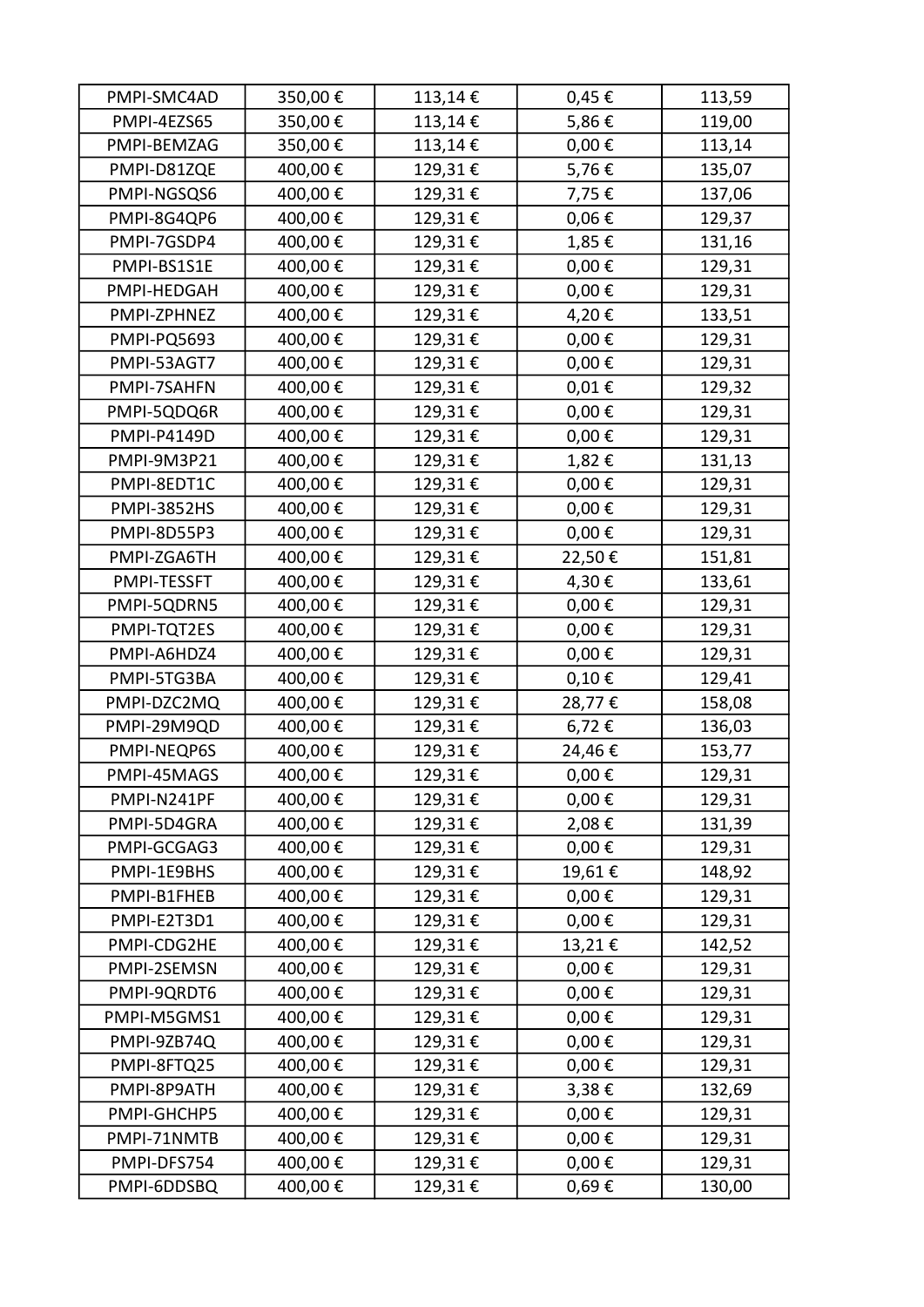| | | | | |
|---|---|---|---|---|
| PMPI-SMC4AD | 350,00 € | 113,14 € | 0,45 € | 113,59 |
| PMPI-4EZS65 | 350,00 € | 113,14 € | 5,86 € | 119,00 |
| PMPI-BEMZAG | 350,00 € | 113,14 € | 0,00 € | 113,14 |
| PMPI-D81ZQE | 400,00 € | 129,31 € | 5,76 € | 135,07 |
| PMPI-NGSQS6 | 400,00 € | 129,31 € | 7,75 € | 137,06 |
| PMPI-8G4QP6 | 400,00 € | 129,31 € | 0,06 € | 129,37 |
| PMPI-7GSDP4 | 400,00 € | 129,31 € | 1,85 € | 131,16 |
| PMPI-BS1S1E | 400,00 € | 129,31 € | 0,00 € | 129,31 |
| PMPI-HEDGAH | 400,00 € | 129,31 € | 0,00 € | 129,31 |
| PMPI-ZPHNEZ | 400,00 € | 129,31 € | 4,20 € | 133,51 |
| PMPI-PQ5693 | 400,00 € | 129,31 € | 0,00 € | 129,31 |
| PMPI-53AGT7 | 400,00 € | 129,31 € | 0,00 € | 129,31 |
| PMPI-7SAHFN | 400,00 € | 129,31 € | 0,01 € | 129,32 |
| PMPI-5QDQ6R | 400,00 € | 129,31 € | 0,00 € | 129,31 |
| PMPI-P4149D | 400,00 € | 129,31 € | 0,00 € | 129,31 |
| PMPI-9M3P21 | 400,00 € | 129,31 € | 1,82 € | 131,13 |
| PMPI-8EDT1C | 400,00 € | 129,31 € | 0,00 € | 129,31 |
| PMPI-3852HS | 400,00 € | 129,31 € | 0,00 € | 129,31 |
| PMPI-8D55P3 | 400,00 € | 129,31 € | 0,00 € | 129,31 |
| PMPI-ZGA6TH | 400,00 € | 129,31 € | 22,50 € | 151,81 |
| PMPI-TESSFT | 400,00 € | 129,31 € | 4,30 € | 133,61 |
| PMPI-5QDRN5 | 400,00 € | 129,31 € | 0,00 € | 129,31 |
| PMPI-TQT2ES | 400,00 € | 129,31 € | 0,00 € | 129,31 |
| PMPI-A6HDZ4 | 400,00 € | 129,31 € | 0,00 € | 129,31 |
| PMPI-5TG3BA | 400,00 € | 129,31 € | 0,10 € | 129,41 |
| PMPI-DZC2MQ | 400,00 € | 129,31 € | 28,77 € | 158,08 |
| PMPI-29M9QD | 400,00 € | 129,31 € | 6,72 € | 136,03 |
| PMPI-NEQP6S | 400,00 € | 129,31 € | 24,46 € | 153,77 |
| PMPI-45MAGS | 400,00 € | 129,31 € | 0,00 € | 129,31 |
| PMPI-N241PF | 400,00 € | 129,31 € | 0,00 € | 129,31 |
| PMPI-5D4GRA | 400,00 € | 129,31 € | 2,08 € | 131,39 |
| PMPI-GCGAG3 | 400,00 € | 129,31 € | 0,00 € | 129,31 |
| PMPI-1E9BHS | 400,00 € | 129,31 € | 19,61 € | 148,92 |
| PMPI-B1FHEB | 400,00 € | 129,31 € | 0,00 € | 129,31 |
| PMPI-E2T3D1 | 400,00 € | 129,31 € | 0,00 € | 129,31 |
| PMPI-CDG2HE | 400,00 € | 129,31 € | 13,21 € | 142,52 |
| PMPI-2SEMSN | 400,00 € | 129,31 € | 0,00 € | 129,31 |
| PMPI-9QRDT6 | 400,00 € | 129,31 € | 0,00 € | 129,31 |
| PMPI-M5GMS1 | 400,00 € | 129,31 € | 0,00 € | 129,31 |
| PMPI-9ZB74Q | 400,00 € | 129,31 € | 0,00 € | 129,31 |
| PMPI-8FTQ25 | 400,00 € | 129,31 € | 0,00 € | 129,31 |
| PMPI-8P9ATH | 400,00 € | 129,31 € | 3,38 € | 132,69 |
| PMPI-GHCHP5 | 400,00 € | 129,31 € | 0,00 € | 129,31 |
| PMPI-71NMTB | 400,00 € | 129,31 € | 0,00 € | 129,31 |
| PMPI-DFS754 | 400,00 € | 129,31 € | 0,00 € | 129,31 |
| PMPI-6DDSBQ | 400,00 € | 129,31 € | 0,69 € | 130,00 |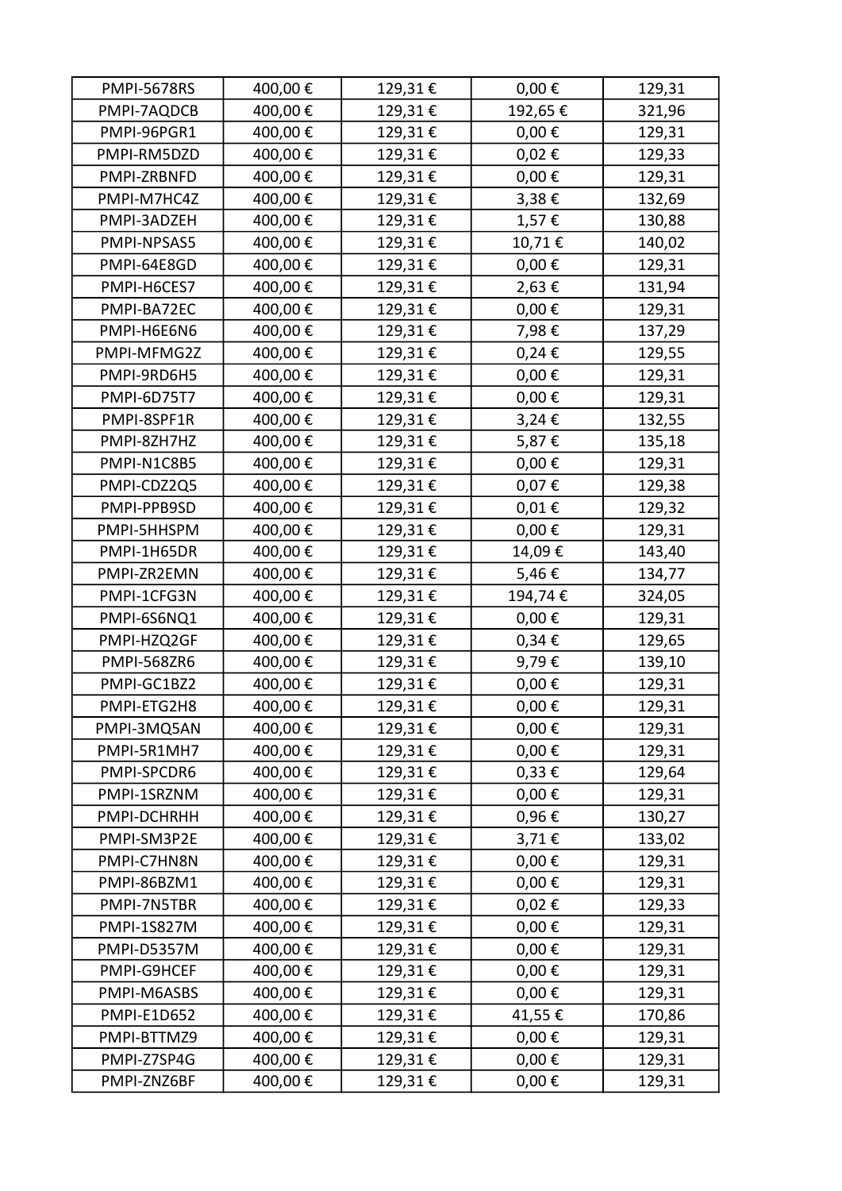| | | | | |
|---|---|---|---|---|
| PMPI-5678RS | 400,00 € | 129,31 € | 0,00 € | 129,31 |
| PMPI-7AQDCB | 400,00 € | 129,31 € | 192,65 € | 321,96 |
| PMPI-96PGR1 | 400,00 € | 129,31 € | 0,00 € | 129,31 |
| PMPI-RM5DZD | 400,00 € | 129,31 € | 0,02 € | 129,33 |
| PMPI-ZRBNFD | 400,00 € | 129,31 € | 0,00 € | 129,31 |
| PMPI-M7HC4Z | 400,00 € | 129,31 € | 3,38 € | 132,69 |
| PMPI-3ADZEH | 400,00 € | 129,31 € | 1,57 € | 130,88 |
| PMPI-NPSAS5 | 400,00 € | 129,31 € | 10,71 € | 140,02 |
| PMPI-64E8GD | 400,00 € | 129,31 € | 0,00 € | 129,31 |
| PMPI-H6CES7 | 400,00 € | 129,31 € | 2,63 € | 131,94 |
| PMPI-BA72EC | 400,00 € | 129,31 € | 0,00 € | 129,31 |
| PMPI-H6E6N6 | 400,00 € | 129,31 € | 7,98 € | 137,29 |
| PMPI-MFMG2Z | 400,00 € | 129,31 € | 0,24 € | 129,55 |
| PMPI-9RD6H5 | 400,00 € | 129,31 € | 0,00 € | 129,31 |
| PMPI-6D75T7 | 400,00 € | 129,31 € | 0,00 € | 129,31 |
| PMPI-8SPF1R | 400,00 € | 129,31 € | 3,24 € | 132,55 |
| PMPI-8ZH7HZ | 400,00 € | 129,31 € | 5,87 € | 135,18 |
| PMPI-N1C8B5 | 400,00 € | 129,31 € | 0,00 € | 129,31 |
| PMPI-CDZ2Q5 | 400,00 € | 129,31 € | 0,07 € | 129,38 |
| PMPI-PPB9SD | 400,00 € | 129,31 € | 0,01 € | 129,32 |
| PMPI-5HHSPM | 400,00 € | 129,31 € | 0,00 € | 129,31 |
| PMPI-1H65DR | 400,00 € | 129,31 € | 14,09 € | 143,40 |
| PMPI-ZR2EMN | 400,00 € | 129,31 € | 5,46 € | 134,77 |
| PMPI-1CFG3N | 400,00 € | 129,31 € | 194,74 € | 324,05 |
| PMPI-6S6NQ1 | 400,00 € | 129,31 € | 0,00 € | 129,31 |
| PMPI-HZQ2GF | 400,00 € | 129,31 € | 0,34 € | 129,65 |
| PMPI-568ZR6 | 400,00 € | 129,31 € | 9,79 € | 139,10 |
| PMPI-GC1BZ2 | 400,00 € | 129,31 € | 0,00 € | 129,31 |
| PMPI-ETG2H8 | 400,00 € | 129,31 € | 0,00 € | 129,31 |
| PMPI-3MQ5AN | 400,00 € | 129,31 € | 0,00 € | 129,31 |
| PMPI-5R1MH7 | 400,00 € | 129,31 € | 0,00 € | 129,31 |
| PMPI-SPCDR6 | 400,00 € | 129,31 € | 0,33 € | 129,64 |
| PMPI-1SRZNM | 400,00 € | 129,31 € | 0,00 € | 129,31 |
| PMPI-DCHRHH | 400,00 € | 129,31 € | 0,96 € | 130,27 |
| PMPI-SM3P2E | 400,00 € | 129,31 € | 3,71 € | 133,02 |
| PMPI-C7HN8N | 400,00 € | 129,31 € | 0,00 € | 129,31 |
| PMPI-86BZM1 | 400,00 € | 129,31 € | 0,00 € | 129,31 |
| PMPI-7N5TBR | 400,00 € | 129,31 € | 0,02 € | 129,33 |
| PMPI-1S827M | 400,00 € | 129,31 € | 0,00 € | 129,31 |
| PMPI-D5357M | 400,00 € | 129,31 € | 0,00 € | 129,31 |
| PMPI-G9HCEF | 400,00 € | 129,31 € | 0,00 € | 129,31 |
| PMPI-M6ASBS | 400,00 € | 129,31 € | 0,00 € | 129,31 |
| PMPI-E1D652 | 400,00 € | 129,31 € | 41,55 € | 170,86 |
| PMPI-BTTMZ9 | 400,00 € | 129,31 € | 0,00 € | 129,31 |
| PMPI-Z7SP4G | 400,00 € | 129,31 € | 0,00 € | 129,31 |
| PMPI-ZNZ6BF | 400,00 € | 129,31 € | 0,00 € | 129,31 |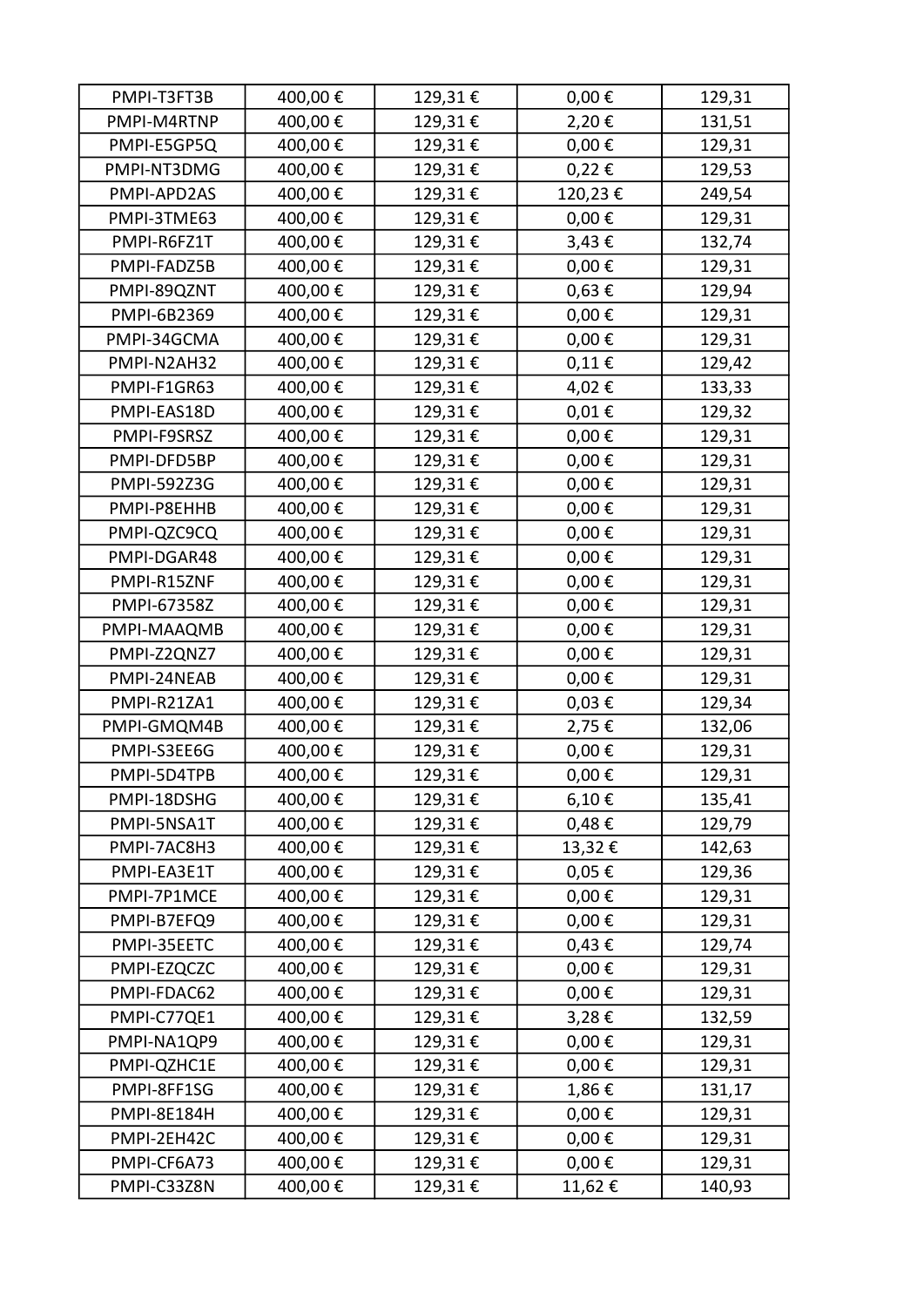| PMPI-T3FT3B | 400,00 € | 129,31 € | 0,00 € | 129,31 |
|---|---|---|---|---|
| PMPI-M4RTNP | 400,00 € | 129,31 € | 2,20 € | 131,51 |
| PMPI-E5GP5Q | 400,00 € | 129,31 € | 0,00 € | 129,31 |
| PMPI-NT3DMG | 400,00 € | 129,31 € | 0,22 € | 129,53 |
| PMPI-APD2AS | 400,00 € | 129,31 € | 120,23 € | 249,54 |
| PMPI-3TME63 | 400,00 € | 129,31 € | 0,00 € | 129,31 |
| PMPI-R6FZ1T | 400,00 € | 129,31 € | 3,43 € | 132,74 |
| PMPI-FADZ5B | 400,00 € | 129,31 € | 0,00 € | 129,31 |
| PMPI-89QZNT | 400,00 € | 129,31 € | 0,63 € | 129,94 |
| PMPI-6B2369 | 400,00 € | 129,31 € | 0,00 € | 129,31 |
| PMPI-34GCMA | 400,00 € | 129,31 € | 0,00 € | 129,31 |
| PMPI-N2AH32 | 400,00 € | 129,31 € | 0,11 € | 129,42 |
| PMPI-F1GR63 | 400,00 € | 129,31 € | 4,02 € | 133,33 |
| PMPI-EAS18D | 400,00 € | 129,31 € | 0,01 € | 129,32 |
| PMPI-F9SRSZ | 400,00 € | 129,31 € | 0,00 € | 129,31 |
| PMPI-DFD5BP | 400,00 € | 129,31 € | 0,00 € | 129,31 |
| PMPI-592Z3G | 400,00 € | 129,31 € | 0,00 € | 129,31 |
| PMPI-P8EHHB | 400,00 € | 129,31 € | 0,00 € | 129,31 |
| PMPI-QZC9CQ | 400,00 € | 129,31 € | 0,00 € | 129,31 |
| PMPI-DGAR48 | 400,00 € | 129,31 € | 0,00 € | 129,31 |
| PMPI-R15ZNF | 400,00 € | 129,31 € | 0,00 € | 129,31 |
| PMPI-67358Z | 400,00 € | 129,31 € | 0,00 € | 129,31 |
| PMPI-MAAQMB | 400,00 € | 129,31 € | 0,00 € | 129,31 |
| PMPI-Z2QNZ7 | 400,00 € | 129,31 € | 0,00 € | 129,31 |
| PMPI-24NEAB | 400,00 € | 129,31 € | 0,00 € | 129,31 |
| PMPI-R21ZA1 | 400,00 € | 129,31 € | 0,03 € | 129,34 |
| PMPI-GMQM4B | 400,00 € | 129,31 € | 2,75 € | 132,06 |
| PMPI-S3EE6G | 400,00 € | 129,31 € | 0,00 € | 129,31 |
| PMPI-5D4TPB | 400,00 € | 129,31 € | 0,00 € | 129,31 |
| PMPI-18DSHG | 400,00 € | 129,31 € | 6,10 € | 135,41 |
| PMPI-5NSA1T | 400,00 € | 129,31 € | 0,48 € | 129,79 |
| PMPI-7AC8H3 | 400,00 € | 129,31 € | 13,32 € | 142,63 |
| PMPI-EA3E1T | 400,00 € | 129,31 € | 0,05 € | 129,36 |
| PMPI-7P1MCE | 400,00 € | 129,31 € | 0,00 € | 129,31 |
| PMPI-B7EFQ9 | 400,00 € | 129,31 € | 0,00 € | 129,31 |
| PMPI-35EETC | 400,00 € | 129,31 € | 0,43 € | 129,74 |
| PMPI-EZQCZC | 400,00 € | 129,31 € | 0,00 € | 129,31 |
| PMPI-FDAC62 | 400,00 € | 129,31 € | 0,00 € | 129,31 |
| PMPI-C77QE1 | 400,00 € | 129,31 € | 3,28 € | 132,59 |
| PMPI-NA1QP9 | 400,00 € | 129,31 € | 0,00 € | 129,31 |
| PMPI-QZHC1E | 400,00 € | 129,31 € | 0,00 € | 129,31 |
| PMPI-8FF1SG | 400,00 € | 129,31 € | 1,86 € | 131,17 |
| PMPI-8E184H | 400,00 € | 129,31 € | 0,00 € | 129,31 |
| PMPI-2EH42C | 400,00 € | 129,31 € | 0,00 € | 129,31 |
| PMPI-CF6A73 | 400,00 € | 129,31 € | 0,00 € | 129,31 |
| PMPI-C33Z8N | 400,00 € | 129,31 € | 11,62 € | 140,93 |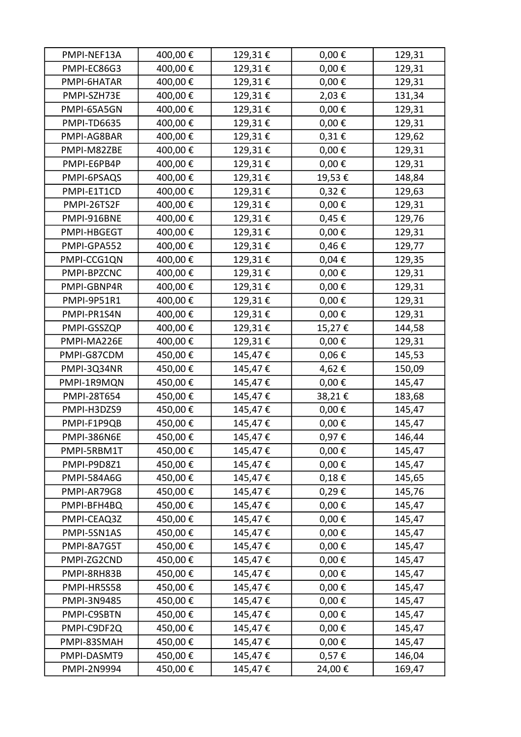| | | | | |
|---|---|---|---|---|
| PMPI-NEF13A | 400,00 € | 129,31 € | 0,00 € | 129,31 |
| PMPI-EC86G3 | 400,00 € | 129,31 € | 0,00 € | 129,31 |
| PMPI-6HATAR | 400,00 € | 129,31 € | 0,00 € | 129,31 |
| PMPI-SZH73E | 400,00 € | 129,31 € | 2,03 € | 131,34 |
| PMPI-65A5GN | 400,00 € | 129,31 € | 0,00 € | 129,31 |
| PMPI-TD6635 | 400,00 € | 129,31 € | 0,00 € | 129,31 |
| PMPI-AG8BAR | 400,00 € | 129,31 € | 0,31 € | 129,62 |
| PMPI-M82ZBE | 400,00 € | 129,31 € | 0,00 € | 129,31 |
| PMPI-E6PB4P | 400,00 € | 129,31 € | 0,00 € | 129,31 |
| PMPI-6PSAQS | 400,00 € | 129,31 € | 19,53 € | 148,84 |
| PMPI-E1T1CD | 400,00 € | 129,31 € | 0,32 € | 129,63 |
| PMPI-26TS2F | 400,00 € | 129,31 € | 0,00 € | 129,31 |
| PMPI-916BNE | 400,00 € | 129,31 € | 0,45 € | 129,76 |
| PMPI-HBGEGT | 400,00 € | 129,31 € | 0,00 € | 129,31 |
| PMPI-GPA552 | 400,00 € | 129,31 € | 0,46 € | 129,77 |
| PMPI-CCG1QN | 400,00 € | 129,31 € | 0,04 € | 129,35 |
| PMPI-BPZCNC | 400,00 € | 129,31 € | 0,00 € | 129,31 |
| PMPI-GBNP4R | 400,00 € | 129,31 € | 0,00 € | 129,31 |
| PMPI-9P51R1 | 400,00 € | 129,31 € | 0,00 € | 129,31 |
| PMPI-PR1S4N | 400,00 € | 129,31 € | 0,00 € | 129,31 |
| PMPI-GSSZQP | 400,00 € | 129,31 € | 15,27 € | 144,58 |
| PMPI-MA226E | 400,00 € | 129,31 € | 0,00 € | 129,31 |
| PMPI-G87CDM | 450,00 € | 145,47 € | 0,06 € | 145,53 |
| PMPI-3Q34NR | 450,00 € | 145,47 € | 4,62 € | 150,09 |
| PMPI-1R9MQN | 450,00 € | 145,47 € | 0,00 € | 145,47 |
| PMPI-28T654 | 450,00 € | 145,47 € | 38,21 € | 183,68 |
| PMPI-H3DZS9 | 450,00 € | 145,47 € | 0,00 € | 145,47 |
| PMPI-F1P9QB | 450,00 € | 145,47 € | 0,00 € | 145,47 |
| PMPI-386N6E | 450,00 € | 145,47 € | 0,97 € | 146,44 |
| PMPI-5RBM1T | 450,00 € | 145,47 € | 0,00 € | 145,47 |
| PMPI-P9D8Z1 | 450,00 € | 145,47 € | 0,00 € | 145,47 |
| PMPI-584A6G | 450,00 € | 145,47 € | 0,18 € | 145,65 |
| PMPI-AR79G8 | 450,00 € | 145,47 € | 0,29 € | 145,76 |
| PMPI-BFH4BQ | 450,00 € | 145,47 € | 0,00 € | 145,47 |
| PMPI-CEAQ3Z | 450,00 € | 145,47 € | 0,00 € | 145,47 |
| PMPI-5SN1AS | 450,00 € | 145,47 € | 0,00 € | 145,47 |
| PMPI-8A7G5T | 450,00 € | 145,47 € | 0,00 € | 145,47 |
| PMPI-ZG2CND | 450,00 € | 145,47 € | 0,00 € | 145,47 |
| PMPI-8RH83B | 450,00 € | 145,47 € | 0,00 € | 145,47 |
| PMPI-HR5S58 | 450,00 € | 145,47 € | 0,00 € | 145,47 |
| PMPI-3N9485 | 450,00 € | 145,47 € | 0,00 € | 145,47 |
| PMPI-C9SBTN | 450,00 € | 145,47 € | 0,00 € | 145,47 |
| PMPI-C9DF2Q | 450,00 € | 145,47 € | 0,00 € | 145,47 |
| PMPI-83SMAH | 450,00 € | 145,47 € | 0,00 € | 145,47 |
| PMPI-DASMT9 | 450,00 € | 145,47 € | 0,57 € | 146,04 |
| PMPI-2N9994 | 450,00 € | 145,47 € | 24,00 € | 169,47 |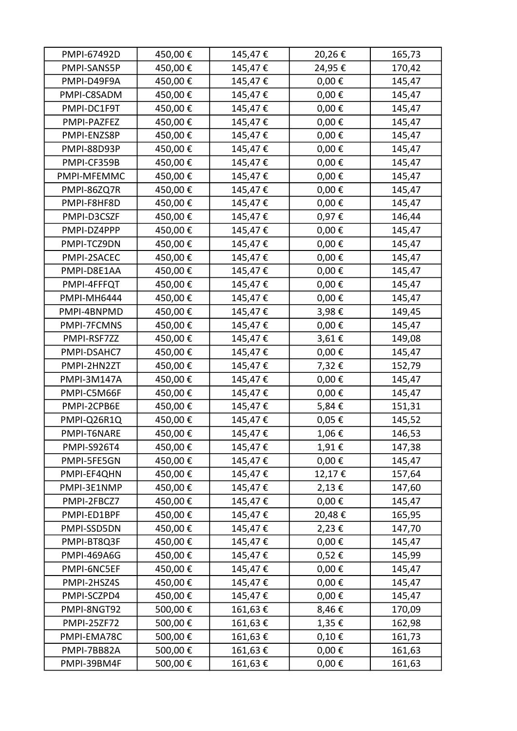| PMPI-67492D | 450,00 € | 145,47 € | 20,26 € | 165,73 |
|---|---|---|---|---|
| PMPI-SANS5P | 450,00 € | 145,47 € | 24,95 € | 170,42 |
| PMPI-D49F9A | 450,00 € | 145,47 € | 0,00 € | 145,47 |
| PMPI-C8SADM | 450,00 € | 145,47 € | 0,00 € | 145,47 |
| PMPI-DC1F9T | 450,00 € | 145,47 € | 0,00 € | 145,47 |
| PMPI-PAZFEZ | 450,00 € | 145,47 € | 0,00 € | 145,47 |
| PMPI-ENZS8P | 450,00 € | 145,47 € | 0,00 € | 145,47 |
| PMPI-88D93P | 450,00 € | 145,47 € | 0,00 € | 145,47 |
| PMPI-CF359B | 450,00 € | 145,47 € | 0,00 € | 145,47 |
| PMPI-MFEMMC | 450,00 € | 145,47 € | 0,00 € | 145,47 |
| PMPI-86ZQ7R | 450,00 € | 145,47 € | 0,00 € | 145,47 |
| PMPI-F8HF8D | 450,00 € | 145,47 € | 0,00 € | 145,47 |
| PMPI-D3CSZF | 450,00 € | 145,47 € | 0,97 € | 146,44 |
| PMPI-DZ4PPP | 450,00 € | 145,47 € | 0,00 € | 145,47 |
| PMPI-TCZ9DN | 450,00 € | 145,47 € | 0,00 € | 145,47 |
| PMPI-2SACEC | 450,00 € | 145,47 € | 0,00 € | 145,47 |
| PMPI-D8E1AA | 450,00 € | 145,47 € | 0,00 € | 145,47 |
| PMPI-4FFFQT | 450,00 € | 145,47 € | 0,00 € | 145,47 |
| PMPI-MH6444 | 450,00 € | 145,47 € | 0,00 € | 145,47 |
| PMPI-4BNPMD | 450,00 € | 145,47 € | 3,98 € | 149,45 |
| PMPI-7FCMNS | 450,00 € | 145,47 € | 0,00 € | 145,47 |
| PMPI-RSF7ZZ | 450,00 € | 145,47 € | 3,61 € | 149,08 |
| PMPI-DSAHC7 | 450,00 € | 145,47 € | 0,00 € | 145,47 |
| PMPI-2HN2ZT | 450,00 € | 145,47 € | 7,32 € | 152,79 |
| PMPI-3M147A | 450,00 € | 145,47 € | 0,00 € | 145,47 |
| PMPI-C5M66F | 450,00 € | 145,47 € | 0,00 € | 145,47 |
| PMPI-2CPB6E | 450,00 € | 145,47 € | 5,84 € | 151,31 |
| PMPI-Q26R1Q | 450,00 € | 145,47 € | 0,05 € | 145,52 |
| PMPI-T6NARE | 450,00 € | 145,47 € | 1,06 € | 146,53 |
| PMPI-S926T4 | 450,00 € | 145,47 € | 1,91 € | 147,38 |
| PMPI-5FE5GN | 450,00 € | 145,47 € | 0,00 € | 145,47 |
| PMPI-EF4QHN | 450,00 € | 145,47 € | 12,17 € | 157,64 |
| PMPI-3E1NMP | 450,00 € | 145,47 € | 2,13 € | 147,60 |
| PMPI-2FBCZ7 | 450,00 € | 145,47 € | 0,00 € | 145,47 |
| PMPI-ED1BPF | 450,00 € | 145,47 € | 20,48 € | 165,95 |
| PMPI-SSD5DN | 450,00 € | 145,47 € | 2,23 € | 147,70 |
| PMPI-BT8Q3F | 450,00 € | 145,47 € | 0,00 € | 145,47 |
| PMPI-469A6G | 450,00 € | 145,47 € | 0,52 € | 145,99 |
| PMPI-6NC5EF | 450,00 € | 145,47 € | 0,00 € | 145,47 |
| PMPI-2HSZ4S | 450,00 € | 145,47 € | 0,00 € | 145,47 |
| PMPI-SCZPD4 | 450,00 € | 145,47 € | 0,00 € | 145,47 |
| PMPI-8NGT92 | 500,00 € | 161,63 € | 8,46 € | 170,09 |
| PMPI-25ZF72 | 500,00 € | 161,63 € | 1,35 € | 162,98 |
| PMPI-EMA78C | 500,00 € | 161,63 € | 0,10 € | 161,73 |
| PMPI-7BB82A | 500,00 € | 161,63 € | 0,00 € | 161,63 |
| PMPI-39BM4F | 500,00 € | 161,63 € | 0,00 € | 161,63 |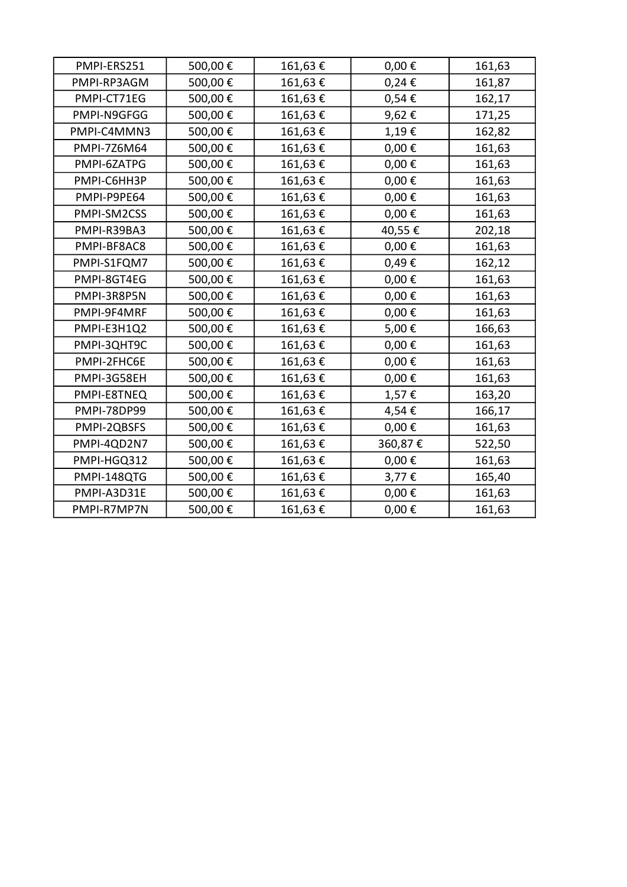| | | | | |
|---|---|---|---|---|
| PMPI-ERS251 | 500,00 € | 161,63 € | 0,00 € | 161,63 |
| PMPI-RP3AGM | 500,00 € | 161,63 € | 0,24 € | 161,87 |
| PMPI-CT71EG | 500,00 € | 161,63 € | 0,54 € | 162,17 |
| PMPI-N9GFGG | 500,00 € | 161,63 € | 9,62 € | 171,25 |
| PMPI-C4MMN3 | 500,00 € | 161,63 € | 1,19 € | 162,82 |
| PMPI-7Z6M64 | 500,00 € | 161,63 € | 0,00 € | 161,63 |
| PMPI-6ZATPG | 500,00 € | 161,63 € | 0,00 € | 161,63 |
| PMPI-C6HH3P | 500,00 € | 161,63 € | 0,00 € | 161,63 |
| PMPI-P9PE64 | 500,00 € | 161,63 € | 0,00 € | 161,63 |
| PMPI-SM2CSS | 500,00 € | 161,63 € | 0,00 € | 161,63 |
| PMPI-R39BA3 | 500,00 € | 161,63 € | 40,55 € | 202,18 |
| PMPI-BF8AC8 | 500,00 € | 161,63 € | 0,00 € | 161,63 |
| PMPI-S1FQM7 | 500,00 € | 161,63 € | 0,49 € | 162,12 |
| PMPI-8GT4EG | 500,00 € | 161,63 € | 0,00 € | 161,63 |
| PMPI-3R8P5N | 500,00 € | 161,63 € | 0,00 € | 161,63 |
| PMPI-9F4MRF | 500,00 € | 161,63 € | 0,00 € | 161,63 |
| PMPI-E3H1Q2 | 500,00 € | 161,63 € | 5,00 € | 166,63 |
| PMPI-3QHT9C | 500,00 € | 161,63 € | 0,00 € | 161,63 |
| PMPI-2FHC6E | 500,00 € | 161,63 € | 0,00 € | 161,63 |
| PMPI-3G58EH | 500,00 € | 161,63 € | 0,00 € | 161,63 |
| PMPI-E8TNEQ | 500,00 € | 161,63 € | 1,57 € | 163,20 |
| PMPI-78DP99 | 500,00 € | 161,63 € | 4,54 € | 166,17 |
| PMPI-2QBSFS | 500,00 € | 161,63 € | 0,00 € | 161,63 |
| PMPI-4QD2N7 | 500,00 € | 161,63 € | 360,87 € | 522,50 |
| PMPI-HGQ312 | 500,00 € | 161,63 € | 0,00 € | 161,63 |
| PMPI-148QTG | 500,00 € | 161,63 € | 3,77 € | 165,40 |
| PMPI-A3D31E | 500,00 € | 161,63 € | 0,00 € | 161,63 |
| PMPI-R7MP7N | 500,00 € | 161,63 € | 0,00 € | 161,63 |